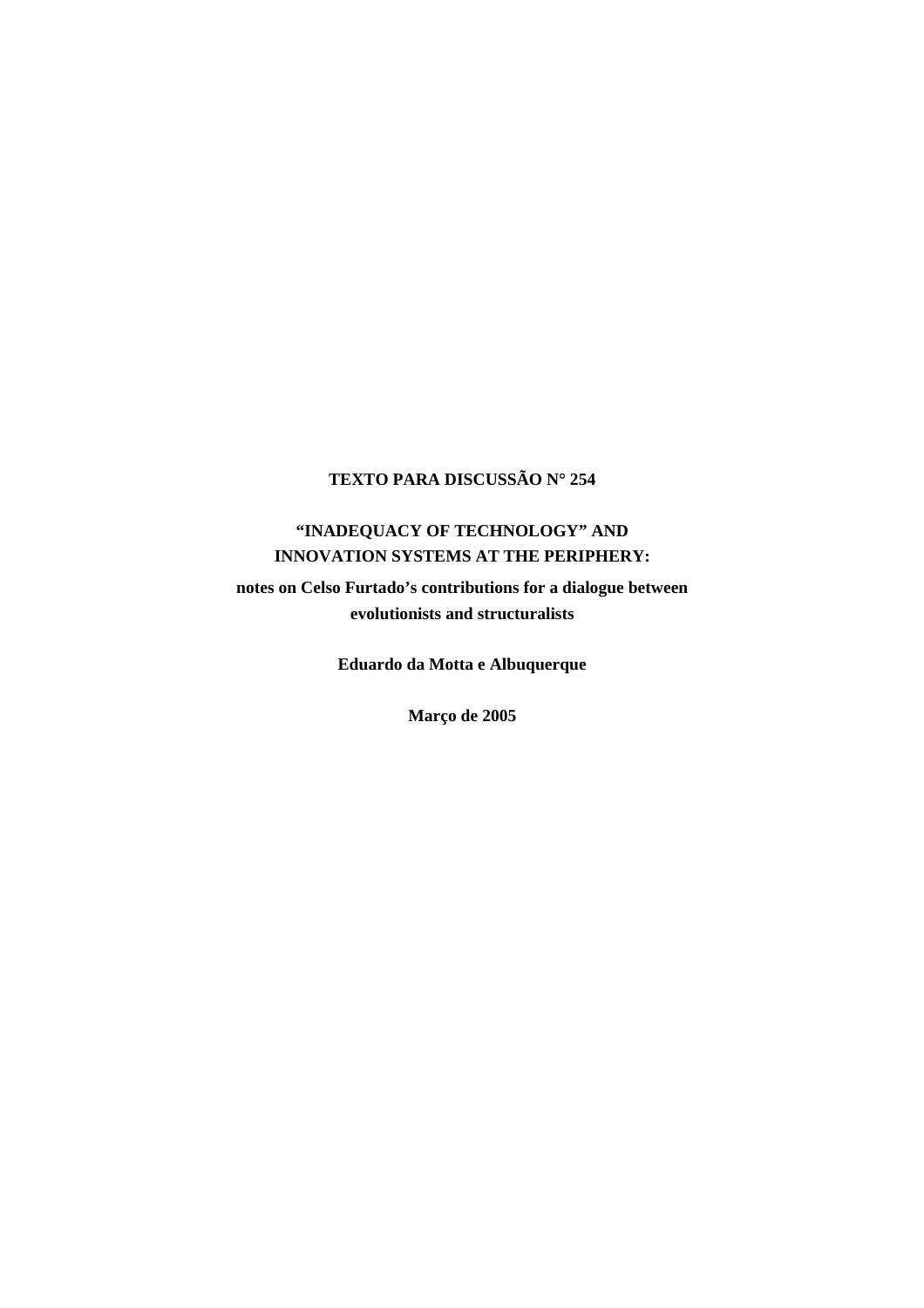**TEXTO PARA DISCUSSÃO N° 254**

# "INADEQUACY OF TECHNOLOGY" AND INNOVATION SYSTEMS AT THE PERIPHERY:

## notes on Celso Furtado's contributions for a dialogue between evolutionists and structuralists

**Eduardo da Motta e Albuquerque**

**Março de 2005**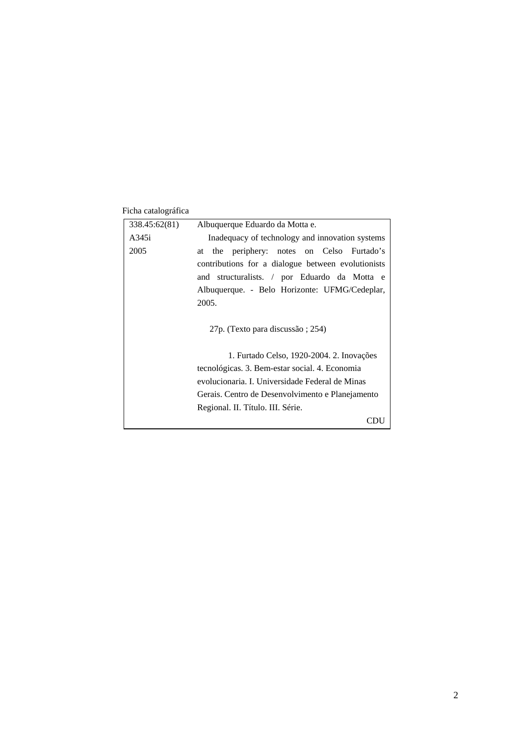Ficha catalográfica

| | |
|---|---|
| 338.45:62(81)<br>A345i<br>2005 | Albuquerque Eduardo da Motta e.<br>Inadequacy of technology and innovation systems at the periphery: notes on Celso Furtado's contributions for a dialogue between evolutionists and structuralists. / por Eduardo da Motta e Albuquerque. - Belo Horizonte: UFMG/Cedeplar, 2005.<br><br>27p. (Texto para discussão ; 254)<br><br>1. Furtado Celso, 1920-2004. 2. Inovações tecnológicas. 3. Bem-estar social. 4. Economia evolucionaria. I. Universidade Federal de Minas Gerais. Centro de Desenvolvimento e Planejamento Regional. II. Título. III. Série.<br>CDU |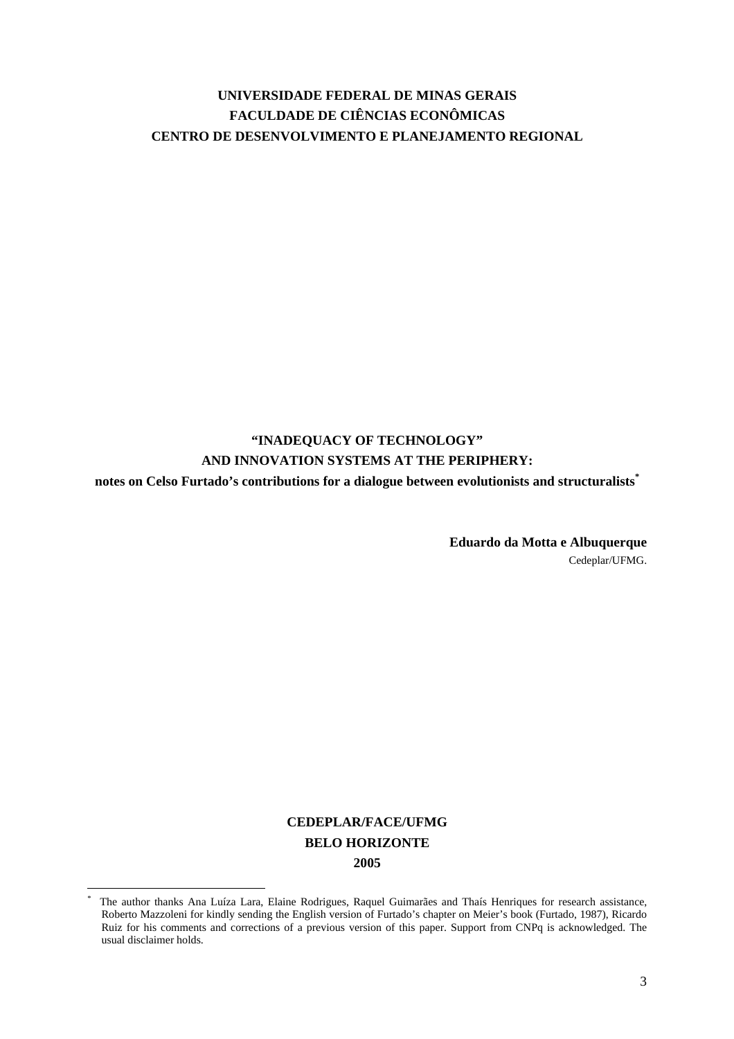**UNIVERSIDADE FEDERAL DE MINAS GERAIS**
**FACULDADE DE CIÊNCIAS ECONÔMICAS**
**CENTRO DE DESENVOLVIMENTO E PLANEJAMENTO REGIONAL**

# "INADEQUACY OF TECHNOLOGY" AND INNOVATION SYSTEMS AT THE PERIPHERY: notes on Celso Furtado's contributions for a dialogue between evolutionists and structuralists[*]

**Eduardo da Motta e Albuquerque**
Cedeplar/UFMG.

**CEDEPLAR/FACE/UFMG**
**BELO HORIZONTE**
**2005**

[*] The author thanks Ana Luíza Lara, Elaine Rodrigues, Raquel Guimarães and Thaís Henriques for research assistance, Roberto Mazzoleni for kindly sending the English version of Furtado's chapter on Meier's book (Furtado, 1987), Ricardo Ruiz for his comments and corrections of a previous version of this paper. Support from CNPq is acknowledged. The usual disclaimer holds.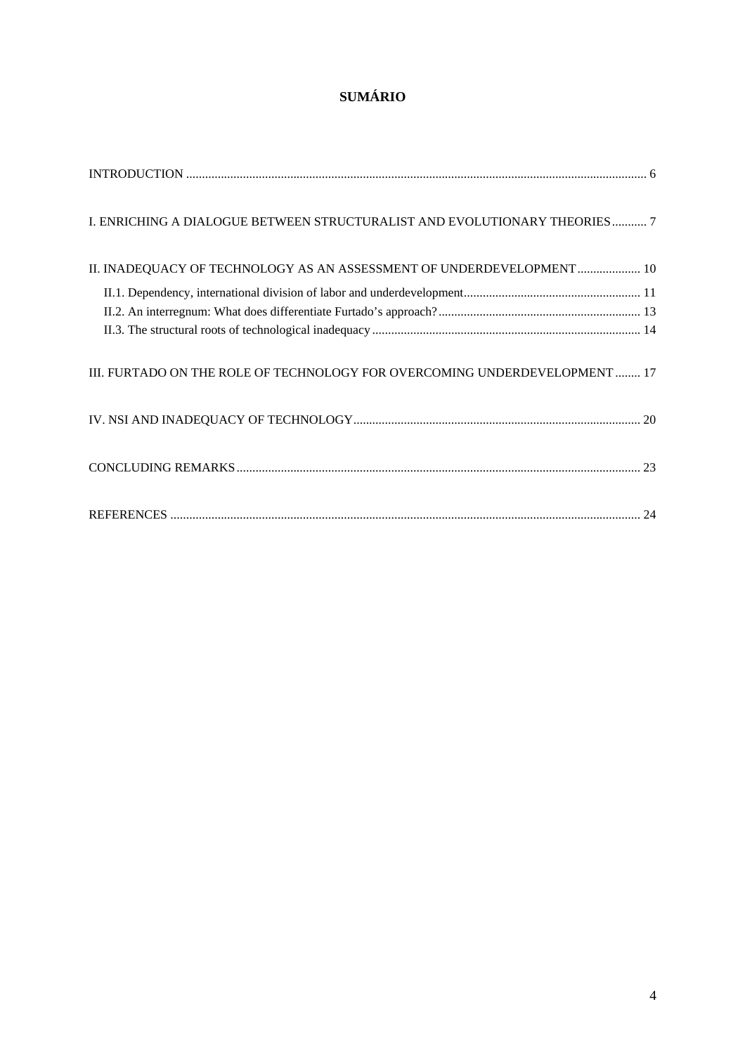# SUMÁRIO

INTRODUCTION ........................................................................................................................................ 6

I. ENRICHING A DIALOGUE BETWEEN STRUCTURALIST AND EVOLUTIONARY THEORIES ........... 7

II. INADEQUACY OF TECHNOLOGY AS AN ASSESSMENT OF UNDERDEVELOPMENT .................... 10

- II.1. Dependency, international division of labor and underdevelopment........................................................ 11
- II.2. An interregnum: What does differentiate Furtado's approach? ................................................................ 13
- II.3. The structural roots of technological inadequacy ..................................................................................... 14

III. FURTADO ON THE ROLE OF TECHNOLOGY FOR OVERCOMING UNDERDEVELOPMENT ........ 17

IV. NSI AND INADEQUACY OF TECHNOLOGY........................................................................................... 20

CONCLUDING REMARKS ............................................................................................................................. 23

REFERENCES .................................................................................................................................................... 24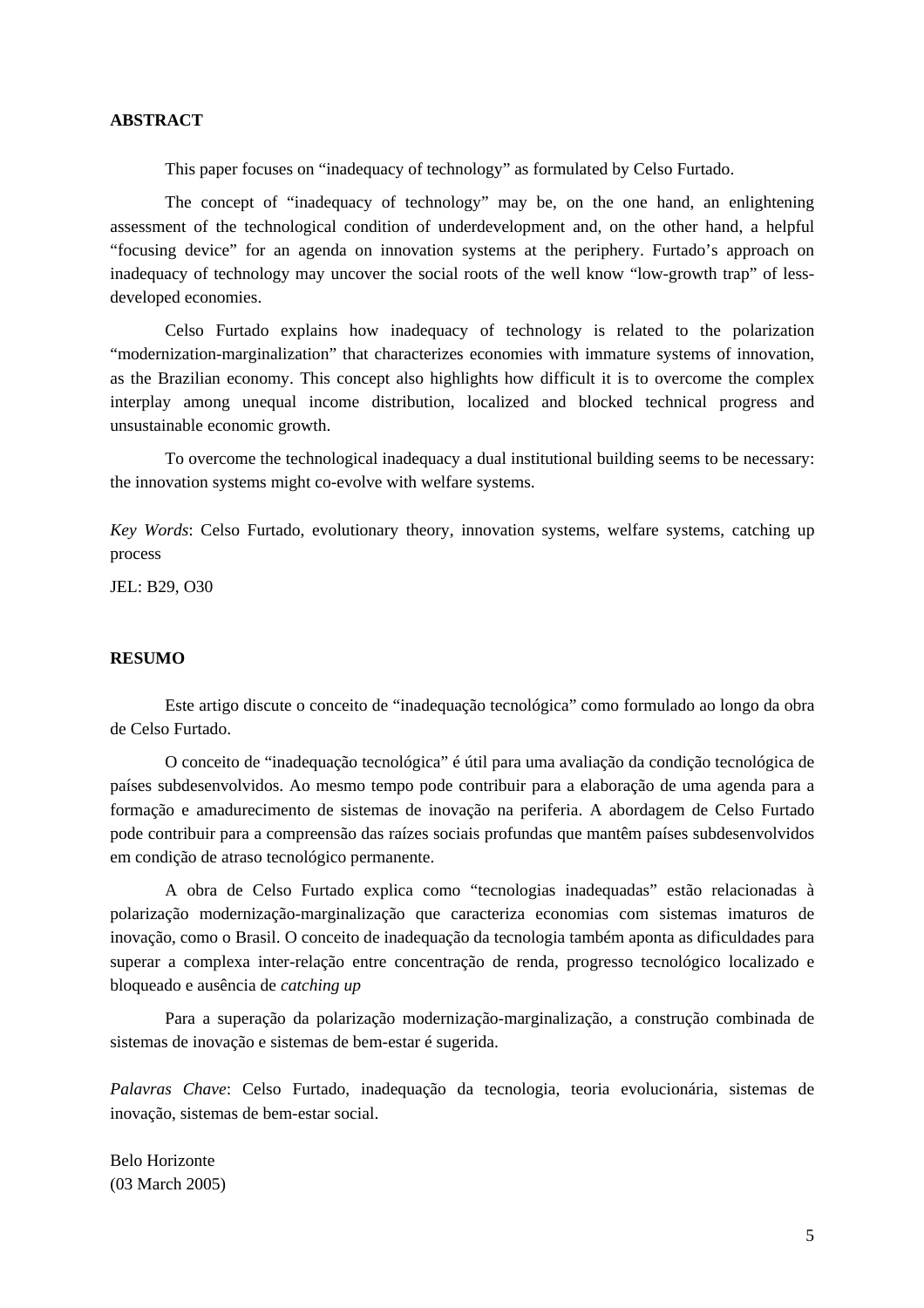## ABSTRACT

This paper focuses on "inadequacy of technology" as formulated by Celso Furtado.

The concept of "inadequacy of technology" may be, on the one hand, an enlightening assessment of the technological condition of underdevelopment and, on the other hand, a helpful "focusing device" for an agenda on innovation systems at the periphery. Furtado's approach on inadequacy of technology may uncover the social roots of the well know "low-growth trap" of less-developed economies.

Celso Furtado explains how inadequacy of technology is related to the polarization "modernization-marginalization" that characterizes economies with immature systems of innovation, as the Brazilian economy. This concept also highlights how difficult it is to overcome the complex interplay among unequal income distribution, localized and blocked technical progress and unsustainable economic growth.

To overcome the technological inadequacy a dual institutional building seems to be necessary: the innovation systems might co-evolve with welfare systems.

*Key Words*: Celso Furtado, evolutionary theory, innovation systems, welfare systems, catching up process

JEL: B29, O30

## RESUMO

Este artigo discute o conceito de "inadequação tecnológica" como formulado ao longo da obra de Celso Furtado.

O conceito de "inadequação tecnológica" é útil para uma avaliação da condição tecnológica de países subdesenvolvidos. Ao mesmo tempo pode contribuir para a elaboração de uma agenda para a formação e amadurecimento de sistemas de inovação na periferia. A abordagem de Celso Furtado pode contribuir para a compreensão das raízes sociais profundas que mantêm países subdesenvolvidos em condição de atraso tecnológico permanente.

A obra de Celso Furtado explica como "tecnologias inadequadas" estão relacionadas à polarização modernização-marginalização que caracteriza economias com sistemas imaturos de inovação, como o Brasil. O conceito de inadequação da tecnologia também aponta as dificuldades para superar a complexa inter-relação entre concentração de renda, progresso tecnológico localizado e bloqueado e ausência de *catching up*

Para a superação da polarização modernização-marginalização, a construção combinada de sistemas de inovação e sistemas de bem-estar é sugerida.

*Palavras Chave*: Celso Furtado, inadequação da tecnologia, teoria evolucionária, sistemas de inovação, sistemas de bem-estar social.

Belo Horizonte
(03 March 2005)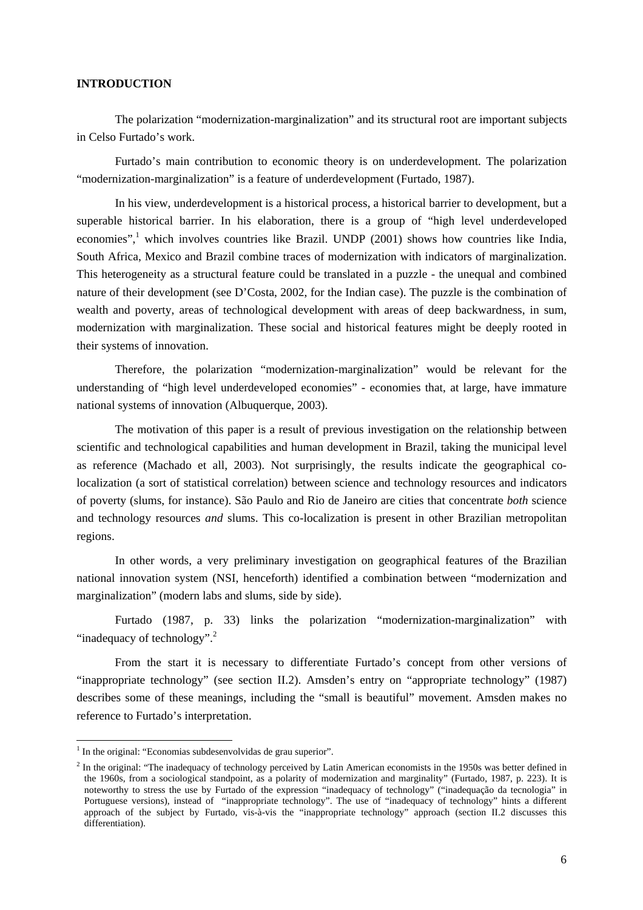## INTRODUCTION

The polarization "modernization-marginalization" and its structural root are important subjects in Celso Furtado's work.

Furtado's main contribution to economic theory is on underdevelopment. The polarization "modernization-marginalization" is a feature of underdevelopment (Furtado, 1987).

In his view, underdevelopment is a historical process, a historical barrier to development, but a superable historical barrier. In his elaboration, there is a group of "high level underdeveloped economies",[1] which involves countries like Brazil. UNDP (2001) shows how countries like India, South Africa, Mexico and Brazil combine traces of modernization with indicators of marginalization. This heterogeneity as a structural feature could be translated in a puzzle - the unequal and combined nature of their development (see D'Costa, 2002, for the Indian case). The puzzle is the combination of wealth and poverty, areas of technological development with areas of deep backwardness, in sum, modernization with marginalization. These social and historical features might be deeply rooted in their systems of innovation.

Therefore, the polarization "modernization-marginalization" would be relevant for the understanding of "high level underdeveloped economies" - economies that, at large, have immature national systems of innovation (Albuquerque, 2003).

The motivation of this paper is a result of previous investigation on the relationship between scientific and technological capabilities and human development in Brazil, taking the municipal level as reference (Machado et all, 2003). Not surprisingly, the results indicate the geographical co-localization (a sort of statistical correlation) between science and technology resources and indicators of poverty (slums, for instance). São Paulo and Rio de Janeiro are cities that concentrate *both* science and technology resources *and* slums. This co-localization is present in other Brazilian metropolitan regions.

In other words, a very preliminary investigation on geographical features of the Brazilian national innovation system (NSI, henceforth) identified a combination between "modernization and marginalization" (modern labs and slums, side by side).

Furtado (1987, p. 33) links the polarization "modernization-marginalization" with "inadequacy of technology".[2]

From the start it is necessary to differentiate Furtado's concept from other versions of "inappropriate technology" (see section II.2). Amsden's entry on "appropriate technology" (1987) describes some of these meanings, including the "small is beautiful" movement. Amsden makes no reference to Furtado's interpretation.

---

[1] In the original: "Economias subdesenvolvidas de grau superior".

[2] In the original: "The inadequacy of technology perceived by Latin American economists in the 1950s was better defined in the 1960s, from a sociological standpoint, as a polarity of modernization and marginality" (Furtado, 1987, p. 223). It is noteworthy to stress the use by Furtado of the expression "inadequacy of technology" ("inadequação da tecnologia" in Portuguese versions), instead of "inappropriate technology". The use of "inadequacy of technology" hints a different approach of the subject by Furtado, vis-à-vis the "inappropriate technology" approach (section II.2 discusses this differentiation).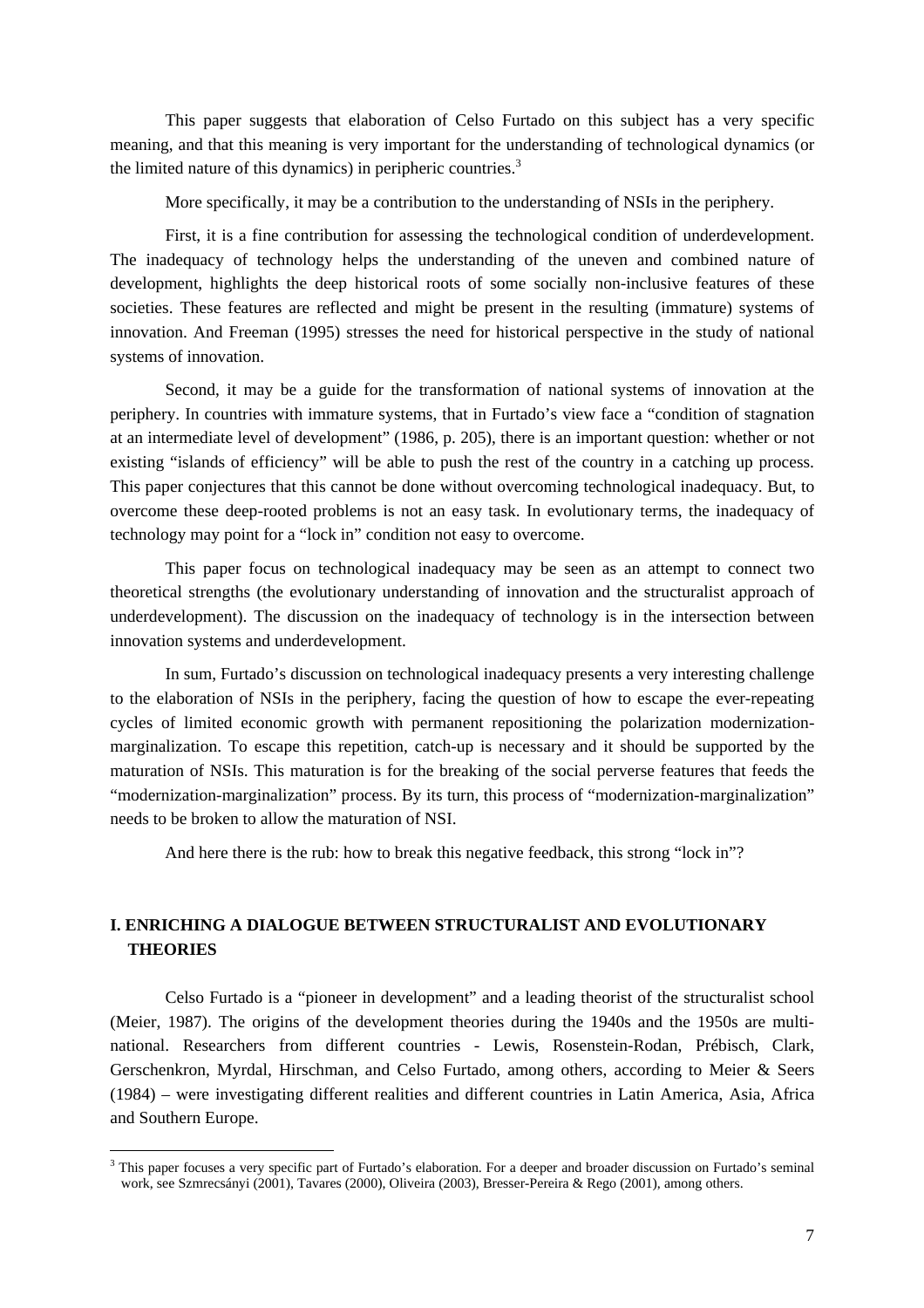This paper suggests that elaboration of Celso Furtado on this subject has a very specific meaning, and that this meaning is very important for the understanding of technological dynamics (or the limited nature of this dynamics) in peripheric countries.[3]

More specifically, it may be a contribution to the understanding of NSIs in the periphery.

First, it is a fine contribution for assessing the technological condition of underdevelopment. The inadequacy of technology helps the understanding of the uneven and combined nature of development, highlights the deep historical roots of some socially non-inclusive features of these societies. These features are reflected and might be present in the resulting (immature) systems of innovation. And Freeman (1995) stresses the need for historical perspective in the study of national systems of innovation.

Second, it may be a guide for the transformation of national systems of innovation at the periphery. In countries with immature systems, that in Furtado's view face a "condition of stagnation at an intermediate level of development" (1986, p. 205), there is an important question: whether or not existing "islands of efficiency" will be able to push the rest of the country in a catching up process. This paper conjectures that this cannot be done without overcoming technological inadequacy. But, to overcome these deep-rooted problems is not an easy task. In evolutionary terms, the inadequacy of technology may point for a "lock in" condition not easy to overcome.

This paper focus on technological inadequacy may be seen as an attempt to connect two theoretical strengths (the evolutionary understanding of innovation and the structuralist approach of underdevelopment). The discussion on the inadequacy of technology is in the intersection between innovation systems and underdevelopment.

In sum, Furtado's discussion on technological inadequacy presents a very interesting challenge to the elaboration of NSIs in the periphery, facing the question of how to escape the ever-repeating cycles of limited economic growth with permanent repositioning the polarization modernization-marginalization. To escape this repetition, catch-up is necessary and it should be supported by the maturation of NSIs. This maturation is for the breaking of the social perverse features that feeds the "modernization-marginalization" process. By its turn, this process of "modernization-marginalization" needs to be broken to allow the maturation of NSI.

And here there is the rub: how to break this negative feedback, this strong "lock in"?

## I. ENRICHING A DIALOGUE BETWEEN STRUCTURALIST AND EVOLUTIONARY THEORIES

Celso Furtado is a "pioneer in development" and a leading theorist of the structuralist school (Meier, 1987). The origins of the development theories during the 1940s and the 1950s are multi-national. Researchers from different countries - Lewis, Rosenstein-Rodan, Prébisch, Clark, Gerschenkron, Myrdal, Hirschman, and Celso Furtado, among others, according to Meier & Seers (1984) – were investigating different realities and different countries in Latin America, Asia, Africa and Southern Europe.

[3] This paper focuses a very specific part of Furtado's elaboration. For a deeper and broader discussion on Furtado's seminal work, see Szmrecsányi (2001), Tavares (2000), Oliveira (2003), Bresser-Pereira & Rego (2001), among others.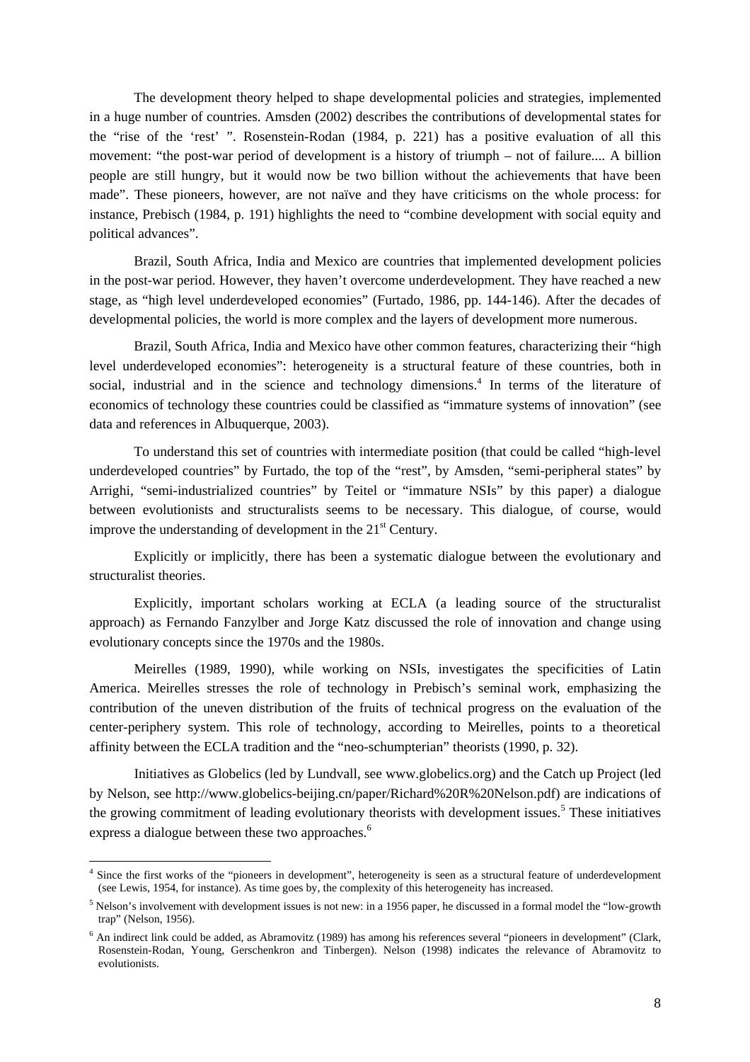The development theory helped to shape developmental policies and strategies, implemented in a huge number of countries. Amsden (2002) describes the contributions of developmental states for the "rise of the 'rest' ". Rosenstein-Rodan (1984, p. 221) has a positive evaluation of all this movement: "the post-war period of development is a history of triumph – not of failure.... A billion people are still hungry, but it would now be two billion without the achievements that have been made". These pioneers, however, are not naïve and they have criticisms on the whole process: for instance, Prebisch (1984, p. 191) highlights the need to "combine development with social equity and political advances".

Brazil, South Africa, India and Mexico are countries that implemented development policies in the post-war period. However, they haven't overcome underdevelopment. They have reached a new stage, as "high level underdeveloped economies" (Furtado, 1986, pp. 144-146). After the decades of developmental policies, the world is more complex and the layers of development more numerous.

Brazil, South Africa, India and Mexico have other common features, characterizing their "high level underdeveloped economies": heterogeneity is a structural feature of these countries, both in social, industrial and in the science and technology dimensions.[4] In terms of the literature of economics of technology these countries could be classified as "immature systems of innovation" (see data and references in Albuquerque, 2003).

To understand this set of countries with intermediate position (that could be called "high-level underdeveloped countries" by Furtado, the top of the "rest", by Amsden, "semi-peripheral states" by Arrighi, "semi-industrialized countries" by Teitel or "immature NSIs" by this paper) a dialogue between evolutionists and structuralists seems to be necessary. This dialogue, of course, would improve the understanding of development in the 21st Century.

Explicitly or implicitly, there has been a systematic dialogue between the evolutionary and structuralist theories.

Explicitly, important scholars working at ECLA (a leading source of the structuralist approach) as Fernando Fanzylber and Jorge Katz discussed the role of innovation and change using evolutionary concepts since the 1970s and the 1980s.

Meirelles (1989, 1990), while working on NSIs, investigates the specificities of Latin America. Meirelles stresses the role of technology in Prebisch's seminal work, emphasizing the contribution of the uneven distribution of the fruits of technical progress on the evaluation of the center-periphery system. This role of technology, according to Meirelles, points to a theoretical affinity between the ECLA tradition and the "neo-schumpterian" theorists (1990, p. 32).

Initiatives as Globelics (led by Lundvall, see www.globelics.org) and the Catch up Project (led by Nelson, see http://www.globelics-beijing.cn/paper/Richard%20R%20Nelson.pdf) are indications of the growing commitment of leading evolutionary theorists with development issues.[5] These initiatives express a dialogue between these two approaches.[6]

---

[4] Since the first works of the "pioneers in development", heterogeneity is seen as a structural feature of underdevelopment (see Lewis, 1954, for instance). As time goes by, the complexity of this heterogeneity has increased.

[5] Nelson's involvement with development issues is not new: in a 1956 paper, he discussed in a formal model the "low-growth trap" (Nelson, 1956).

[6] An indirect link could be added, as Abramovitz (1989) has among his references several "pioneers in development" (Clark, Rosenstein-Rodan, Young, Gerschenkron and Tinbergen). Nelson (1998) indicates the relevance of Abramovitz to evolutionists.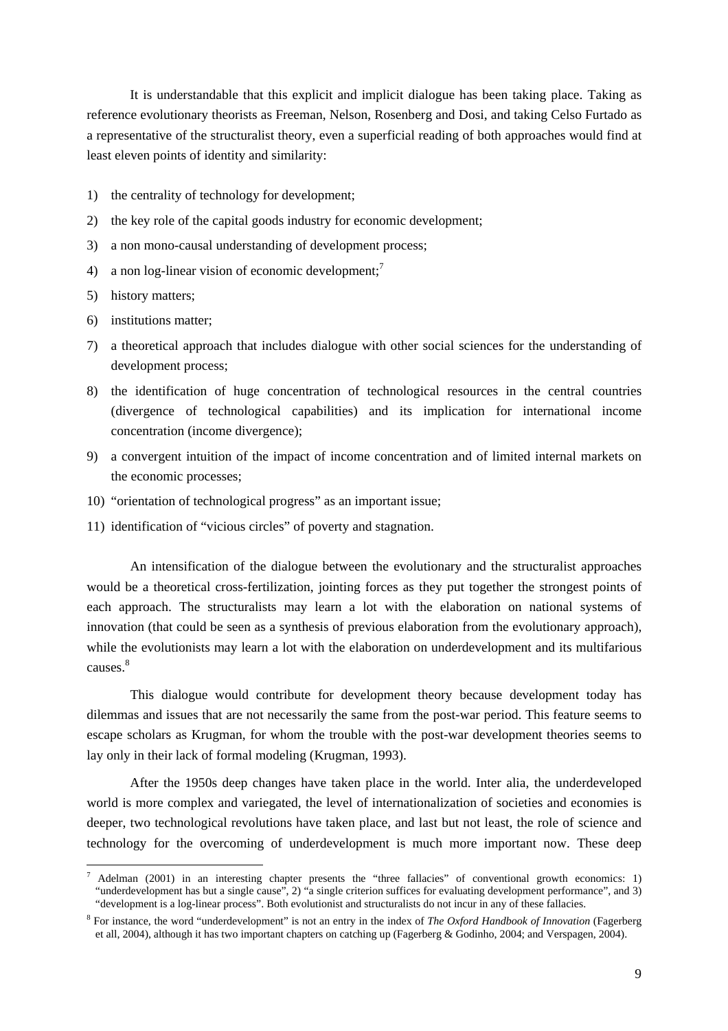It is understandable that this explicit and implicit dialogue has been taking place. Taking as reference evolutionary theorists as Freeman, Nelson, Rosenberg and Dosi, and taking Celso Furtado as a representative of the structuralist theory, even a superficial reading of both approaches would find at least eleven points of identity and similarity:

1) the centrality of technology for development;
2) the key role of the capital goods industry for economic development;
3) a non mono-causal understanding of development process;
4) a non log-linear vision of economic development;[7]
5) history matters;
6) institutions matter;
7) a theoretical approach that includes dialogue with other social sciences for the understanding of development process;
8) the identification of huge concentration of technological resources in the central countries (divergence of technological capabilities) and its implication for international income concentration (income divergence);
9) a convergent intuition of the impact of income concentration and of limited internal markets on the economic processes;
10) "orientation of technological progress" as an important issue;
11) identification of "vicious circles" of poverty and stagnation.

An intensification of the dialogue between the evolutionary and the structuralist approaches would be a theoretical cross-fertilization, jointing forces as they put together the strongest points of each approach. The structuralists may learn a lot with the elaboration on national systems of innovation (that could be seen as a synthesis of previous elaboration from the evolutionary approach), while the evolutionists may learn a lot with the elaboration on underdevelopment and its multifarious causes.[8]

This dialogue would contribute for development theory because development today has dilemmas and issues that are not necessarily the same from the post-war period. This feature seems to escape scholars as Krugman, for whom the trouble with the post-war development theories seems to lay only in their lack of formal modeling (Krugman, 1993).

After the 1950s deep changes have taken place in the world. Inter alia, the underdeveloped world is more complex and variegated, the level of internationalization of societies and economies is deeper, two technological revolutions have taken place, and last but not least, the role of science and technology for the overcoming of underdevelopment is much more important now. These deep

[7] Adelman (2001) in an interesting chapter presents the "three fallacies" of conventional growth economics: 1) "underdevelopment has but a single cause", 2) "a single criterion suffices for evaluating development performance", and 3) "development is a log-linear process". Both evolutionist and structuralists do not incur in any of these fallacies.

[8] For instance, the word "underdevelopment" is not an entry in the index of *The Oxford Handbook of Innovation* (Fagerberg et all, 2004), although it has two important chapters on catching up (Fagerberg & Godinho, 2004; and Verspagen, 2004).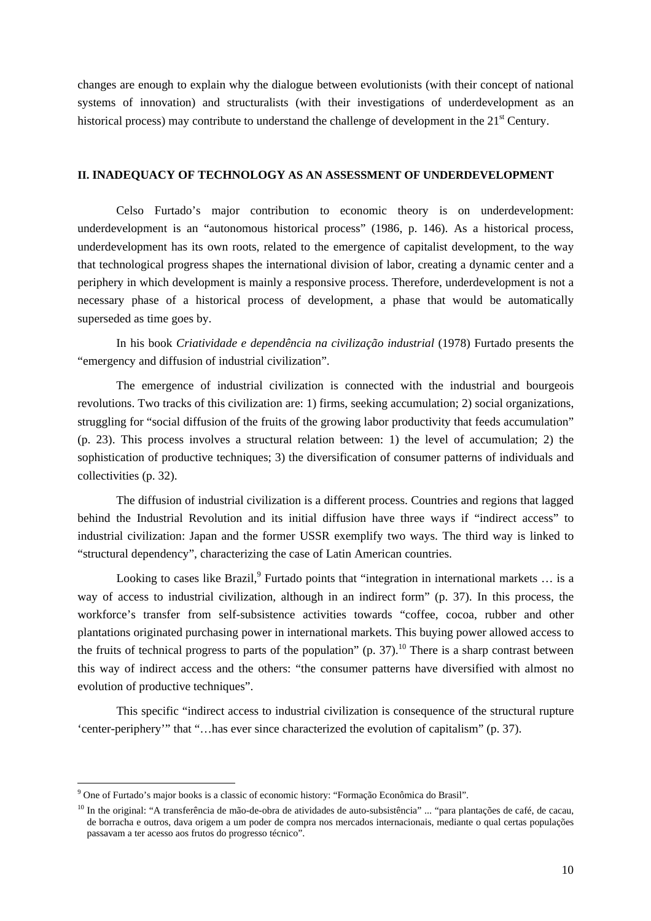changes are enough to explain why the dialogue between evolutionists (with their concept of national systems of innovation) and structuralists (with their investigations of underdevelopment as an historical process) may contribute to understand the challenge of development in the 21st Century.

## II. INADEQUACY OF TECHNOLOGY AS AN ASSESSMENT OF UNDERDEVELOPMENT

Celso Furtado's major contribution to economic theory is on underdevelopment: underdevelopment is an "autonomous historical process" (1986, p. 146). As a historical process, underdevelopment has its own roots, related to the emergence of capitalist development, to the way that technological progress shapes the international division of labor, creating a dynamic center and a periphery in which development is mainly a responsive process. Therefore, underdevelopment is not a necessary phase of a historical process of development, a phase that would be automatically superseded as time goes by.

In his book *Criatividade e dependência na civilização industrial* (1978) Furtado presents the "emergency and diffusion of industrial civilization".

The emergence of industrial civilization is connected with the industrial and bourgeois revolutions. Two tracks of this civilization are: 1) firms, seeking accumulation; 2) social organizations, struggling for "social diffusion of the fruits of the growing labor productivity that feeds accumulation" (p. 23). This process involves a structural relation between: 1) the level of accumulation; 2) the sophistication of productive techniques; 3) the diversification of consumer patterns of individuals and collectivities (p. 32).

The diffusion of industrial civilization is a different process. Countries and regions that lagged behind the Industrial Revolution and its initial diffusion have three ways if "indirect access" to industrial civilization: Japan and the former USSR exemplify two ways. The third way is linked to "structural dependency", characterizing the case of Latin American countries.

Looking to cases like Brazil,[9] Furtado points that "integration in international markets … is a way of access to industrial civilization, although in an indirect form" (p. 37). In this process, the workforce's transfer from self-subsistence activities towards "coffee, cocoa, rubber and other plantations originated purchasing power in international markets. This buying power allowed access to the fruits of technical progress to parts of the population" (p. 37).[10] There is a sharp contrast between this way of indirect access and the others: "the consumer patterns have diversified with almost no evolution of productive techniques".

This specific "indirect access to industrial civilization is consequence of the structural rupture 'center-periphery'" that "…has ever since characterized the evolution of capitalism" (p. 37).

---

[9] One of Furtado's major books is a classic of economic history: "Formação Econômica do Brasil".

[10] In the original: "A transferência de mão-de-obra de atividades de auto-subsistência" ... "para plantações de café, de cacau, de borracha e outros, dava origem a um poder de compra nos mercados internacionais, mediante o qual certas populações passavam a ter acesso aos frutos do progresso técnico".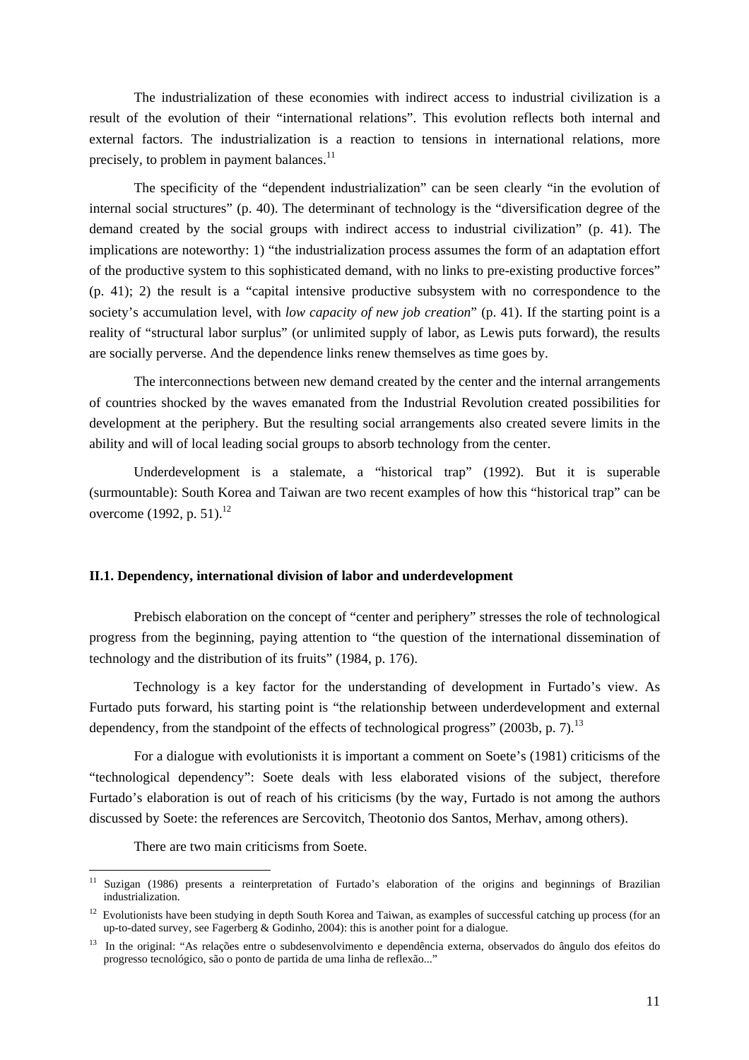The industrialization of these economies with indirect access to industrial civilization is a result of the evolution of their "international relations". This evolution reflects both internal and external factors. The industrialization is a reaction to tensions in international relations, more precisely, to problem in payment balances.[11]

The specificity of the "dependent industrialization" can be seen clearly "in the evolution of internal social structures" (p. 40). The determinant of technology is the "diversification degree of the demand created by the social groups with indirect access to industrial civilization" (p. 41). The implications are noteworthy: 1) "the industrialization process assumes the form of an adaptation effort of the productive system to this sophisticated demand, with no links to pre-existing productive forces" (p. 41); 2) the result is a "capital intensive productive subsystem with no correspondence to the society's accumulation level, with *low capacity of new job creation*" (p. 41). If the starting point is a reality of "structural labor surplus" (or unlimited supply of labor, as Lewis puts forward), the results are socially perverse. And the dependence links renew themselves as time goes by.

The interconnections between new demand created by the center and the internal arrangements of countries shocked by the waves emanated from the Industrial Revolution created possibilities for development at the periphery. But the resulting social arrangements also created severe limits in the ability and will of local leading social groups to absorb technology from the center.

Underdevelopment is a stalemate, a "historical trap" (1992). But it is superable (surmountable): South Korea and Taiwan are two recent examples of how this "historical trap" can be overcome (1992, p. 51).[12]

### II.1. Dependency, international division of labor and underdevelopment

Prebisch elaboration on the concept of "center and periphery" stresses the role of technological progress from the beginning, paying attention to "the question of the international dissemination of technology and the distribution of its fruits" (1984, p. 176).

Technology is a key factor for the understanding of development in Furtado's view. As Furtado puts forward, his starting point is "the relationship between underdevelopment and external dependency, from the standpoint of the effects of technological progress" (2003b, p. 7).[13]

For a dialogue with evolutionists it is important a comment on Soete's (1981) criticisms of the "technological dependency": Soete deals with less elaborated visions of the subject, therefore Furtado's elaboration is out of reach of his criticisms (by the way, Furtado is not among the authors discussed by Soete: the references are Sercovitch, Theotonio dos Santos, Merhav, among others).

There are two main criticisms from Soete.

---

[11] Suzigan (1986) presents a reinterpretation of Furtado's elaboration of the origins and beginnings of Brazilian industrialization.

[12] Evolutionists have been studying in depth South Korea and Taiwan, as examples of successful catching up process (for an up-to-dated survey, see Fagerberg & Godinho, 2004): this is another point for a dialogue.

[13] In the original: "As relações entre o subdesenvolvimento e dependência externa, observados do ângulo dos efeitos do progresso tecnológico, são o ponto de partida de uma linha de reflexão..."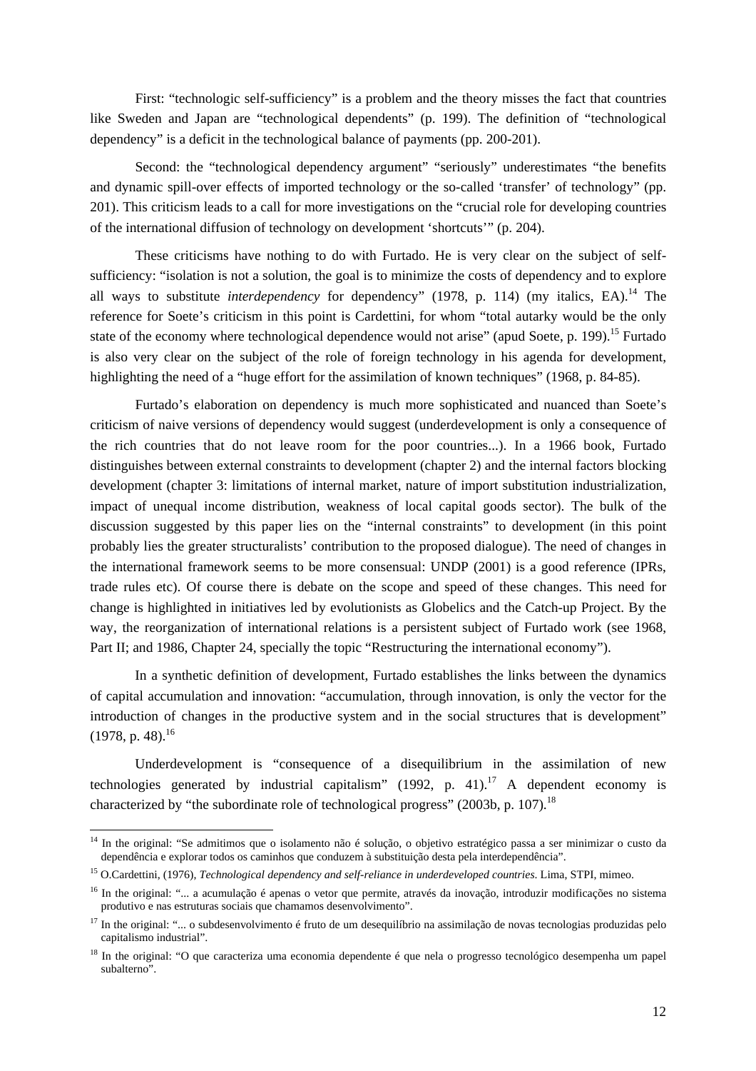First: "technologic self-sufficiency" is a problem and the theory misses the fact that countries like Sweden and Japan are "technological dependents" (p. 199). The definition of "technological dependency" is a deficit in the technological balance of payments (pp. 200-201).

Second: the "technological dependency argument" "seriously" underestimates "the benefits and dynamic spill-over effects of imported technology or the so-called 'transfer' of technology" (pp. 201). This criticism leads to a call for more investigations on the "crucial role for developing countries of the international diffusion of technology on development 'shortcuts'" (p. 204).

These criticisms have nothing to do with Furtado. He is very clear on the subject of self-sufficiency: "isolation is not a solution, the goal is to minimize the costs of dependency and to explore all ways to substitute *interdependency* for dependency" (1978, p. 114) (my italics, EA).[14] The reference for Soete's criticism in this point is Cardettini, for whom "total autarky would be the only state of the economy where technological dependence would not arise" (apud Soete, p. 199).[15] Furtado is also very clear on the subject of the role of foreign technology in his agenda for development, highlighting the need of a "huge effort for the assimilation of known techniques" (1968, p. 84-85).

Furtado's elaboration on dependency is much more sophisticated and nuanced than Soete's criticism of naive versions of dependency would suggest (underdevelopment is only a consequence of the rich countries that do not leave room for the poor countries...). In a 1966 book, Furtado distinguishes between external constraints to development (chapter 2) and the internal factors blocking development (chapter 3: limitations of internal market, nature of import substitution industrialization, impact of unequal income distribution, weakness of local capital goods sector). The bulk of the discussion suggested by this paper lies on the "internal constraints" to development (in this point probably lies the greater structuralists' contribution to the proposed dialogue). The need of changes in the international framework seems to be more consensual: UNDP (2001) is a good reference (IPRs, trade rules etc). Of course there is debate on the scope and speed of these changes. This need for change is highlighted in initiatives led by evolutionists as Globelics and the Catch-up Project. By the way, the reorganization of international relations is a persistent subject of Furtado work (see 1968, Part II; and 1986, Chapter 24, specially the topic "Restructuring the international economy").

In a synthetic definition of development, Furtado establishes the links between the dynamics of capital accumulation and innovation: "accumulation, through innovation, is only the vector for the introduction of changes in the productive system and in the social structures that is development" (1978, p. 48).[16]

Underdevelopment is "consequence of a disequilibrium in the assimilation of new technologies generated by industrial capitalism" (1992, p. 41).[17] A dependent economy is characterized by "the subordinate role of technological progress" (2003b, p. 107).[18]

---

[14] In the original: "Se admitimos que o isolamento não é solução, o objetivo estratégico passa a ser minimizar o custo da dependência e explorar todos os caminhos que conduzem à substituição desta pela interdependência".

[15] O.Cardettini, (1976), *Technological dependency and self-reliance in underdeveloped countries*. Lima, STPI, mimeo.

[16] In the original: "... a acumulação é apenas o vetor que permite, através da inovação, introduzir modificações no sistema produtivo e nas estruturas sociais que chamamos desenvolvimento".

[17] In the original: "... o subdesenvolvimento é fruto de um desequilíbrio na assimilação de novas tecnologias produzidas pelo capitalismo industrial".

[18] In the original: "O que caracteriza uma economia dependente é que nela o progresso tecnológico desempenha um papel subalterno".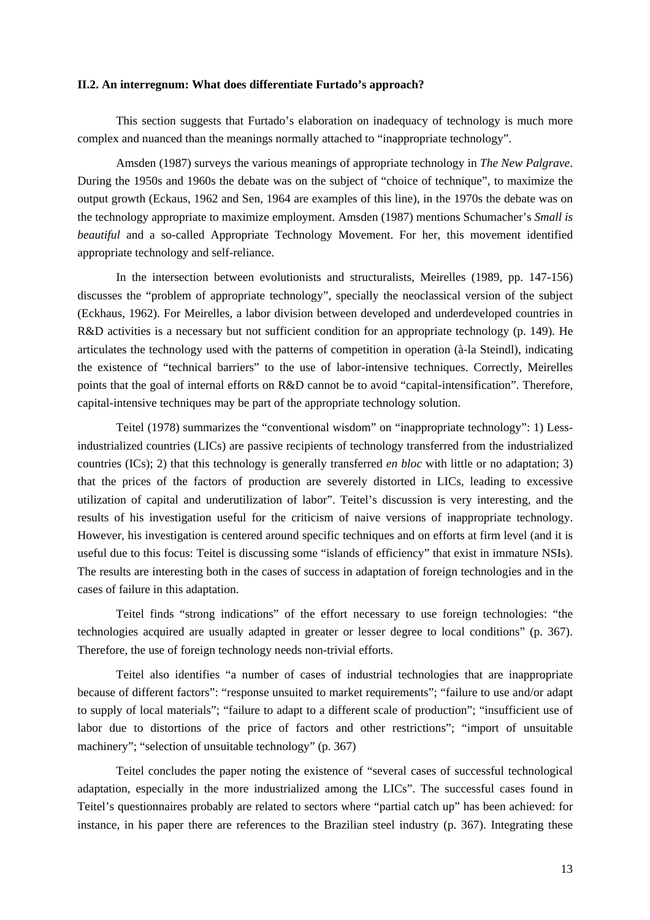### II.2. An interregnum: What does differentiate Furtado's approach?

This section suggests that Furtado's elaboration on inadequacy of technology is much more complex and nuanced than the meanings normally attached to "inappropriate technology".

Amsden (1987) surveys the various meanings of appropriate technology in *The New Palgrave*. During the 1950s and 1960s the debate was on the subject of "choice of technique", to maximize the output growth (Eckaus, 1962 and Sen, 1964 are examples of this line), in the 1970s the debate was on the technology appropriate to maximize employment. Amsden (1987) mentions Schumacher's *Small is beautiful* and a so-called Appropriate Technology Movement. For her, this movement identified appropriate technology and self-reliance.

In the intersection between evolutionists and structuralists, Meirelles (1989, pp. 147-156) discusses the "problem of appropriate technology", specially the neoclassical version of the subject (Eckhaus, 1962). For Meirelles, a labor division between developed and underdeveloped countries in R&D activities is a necessary but not sufficient condition for an appropriate technology (p. 149). He articulates the technology used with the patterns of competition in operation (à-la Steindl), indicating the existence of "technical barriers" to the use of labor-intensive techniques. Correctly, Meirelles points that the goal of internal efforts on R&D cannot be to avoid "capital-intensification". Therefore, capital-intensive techniques may be part of the appropriate technology solution.

Teitel (1978) summarizes the "conventional wisdom" on "inappropriate technology": 1) Less-industrialized countries (LICs) are passive recipients of technology transferred from the industrialized countries (ICs); 2) that this technology is generally transferred *en bloc* with little or no adaptation; 3) that the prices of the factors of production are severely distorted in LICs, leading to excessive utilization of capital and underutilization of labor". Teitel's discussion is very interesting, and the results of his investigation useful for the criticism of naive versions of inappropriate technology. However, his investigation is centered around specific techniques and on efforts at firm level (and it is useful due to this focus: Teitel is discussing some "islands of efficiency" that exist in immature NSIs). The results are interesting both in the cases of success in adaptation of foreign technologies and in the cases of failure in this adaptation.

Teitel finds "strong indications" of the effort necessary to use foreign technologies: "the technologies acquired are usually adapted in greater or lesser degree to local conditions" (p. 367). Therefore, the use of foreign technology needs non-trivial efforts.

Teitel also identifies "a number of cases of industrial technologies that are inappropriate because of different factors": "response unsuited to market requirements"; "failure to use and/or adapt to supply of local materials"; "failure to adapt to a different scale of production"; "insufficient use of labor due to distortions of the price of factors and other restrictions"; "import of unsuitable machinery"; "selection of unsuitable technology" (p. 367)

Teitel concludes the paper noting the existence of "several cases of successful technological adaptation, especially in the more industrialized among the LICs". The successful cases found in Teitel's questionnaires probably are related to sectors where "partial catch up" has been achieved: for instance, in his paper there are references to the Brazilian steel industry (p. 367). Integrating these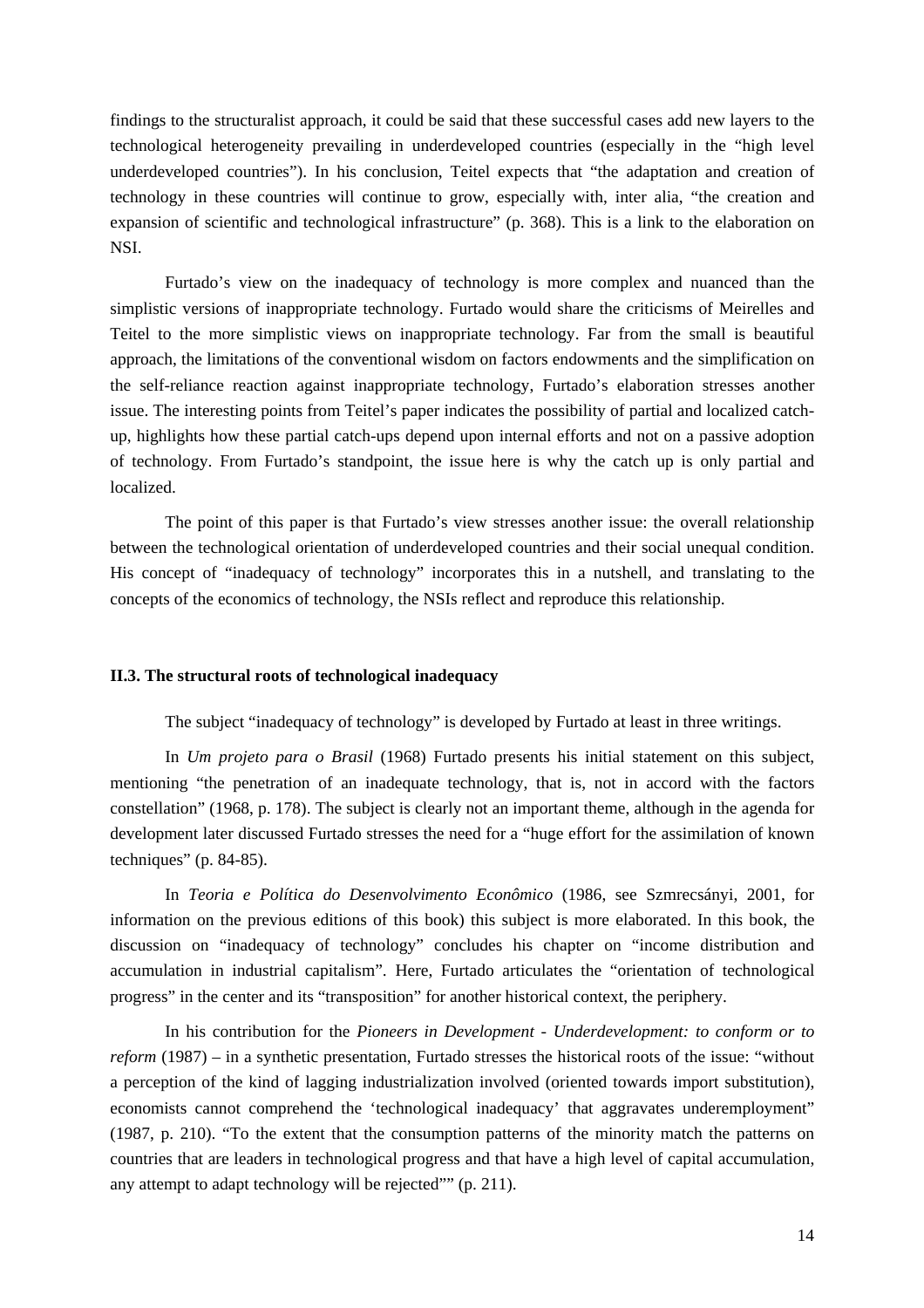findings to the structuralist approach, it could be said that these successful cases add new layers to the technological heterogeneity prevailing in underdeveloped countries (especially in the "high level underdeveloped countries"). In his conclusion, Teitel expects that "the adaptation and creation of technology in these countries will continue to grow, especially with, inter alia, "the creation and expansion of scientific and technological infrastructure" (p. 368). This is a link to the elaboration on NSI.

Furtado's view on the inadequacy of technology is more complex and nuanced than the simplistic versions of inappropriate technology. Furtado would share the criticisms of Meirelles and Teitel to the more simplistic views on inappropriate technology. Far from the small is beautiful approach, the limitations of the conventional wisdom on factors endowments and the simplification on the self-reliance reaction against inappropriate technology, Furtado's elaboration stresses another issue. The interesting points from Teitel's paper indicates the possibility of partial and localized catch-up, highlights how these partial catch-ups depend upon internal efforts and not on a passive adoption of technology. From Furtado's standpoint, the issue here is why the catch up is only partial and localized.

The point of this paper is that Furtado's view stresses another issue: the overall relationship between the technological orientation of underdeveloped countries and their social unequal condition. His concept of "inadequacy of technology" incorporates this in a nutshell, and translating to the concepts of the economics of technology, the NSIs reflect and reproduce this relationship.

### II.3. The structural roots of technological inadequacy

The subject "inadequacy of technology" is developed by Furtado at least in three writings.

In *Um projeto para o Brasil* (1968) Furtado presents his initial statement on this subject, mentioning "the penetration of an inadequate technology, that is, not in accord with the factors constellation" (1968, p. 178). The subject is clearly not an important theme, although in the agenda for development later discussed Furtado stresses the need for a "huge effort for the assimilation of known techniques" (p. 84-85).

In *Teoria e Política do Desenvolvimento Econômico* (1986, see Szmrecsányi, 2001, for information on the previous editions of this book) this subject is more elaborated. In this book, the discussion on "inadequacy of technology" concludes his chapter on "income distribution and accumulation in industrial capitalism". Here, Furtado articulates the "orientation of technological progress" in the center and its "transposition" for another historical context, the periphery.

In his contribution for the *Pioneers in Development - Underdevelopment: to conform or to reform* (1987) – in a synthetic presentation, Furtado stresses the historical roots of the issue: "without a perception of the kind of lagging industrialization involved (oriented towards import substitution), economists cannot comprehend the 'technological inadequacy' that aggravates underemployment" (1987, p. 210). "To the extent that the consumption patterns of the minority match the patterns on countries that are leaders in technological progress and that have a high level of capital accumulation, any attempt to adapt technology will be rejected"" (p. 211).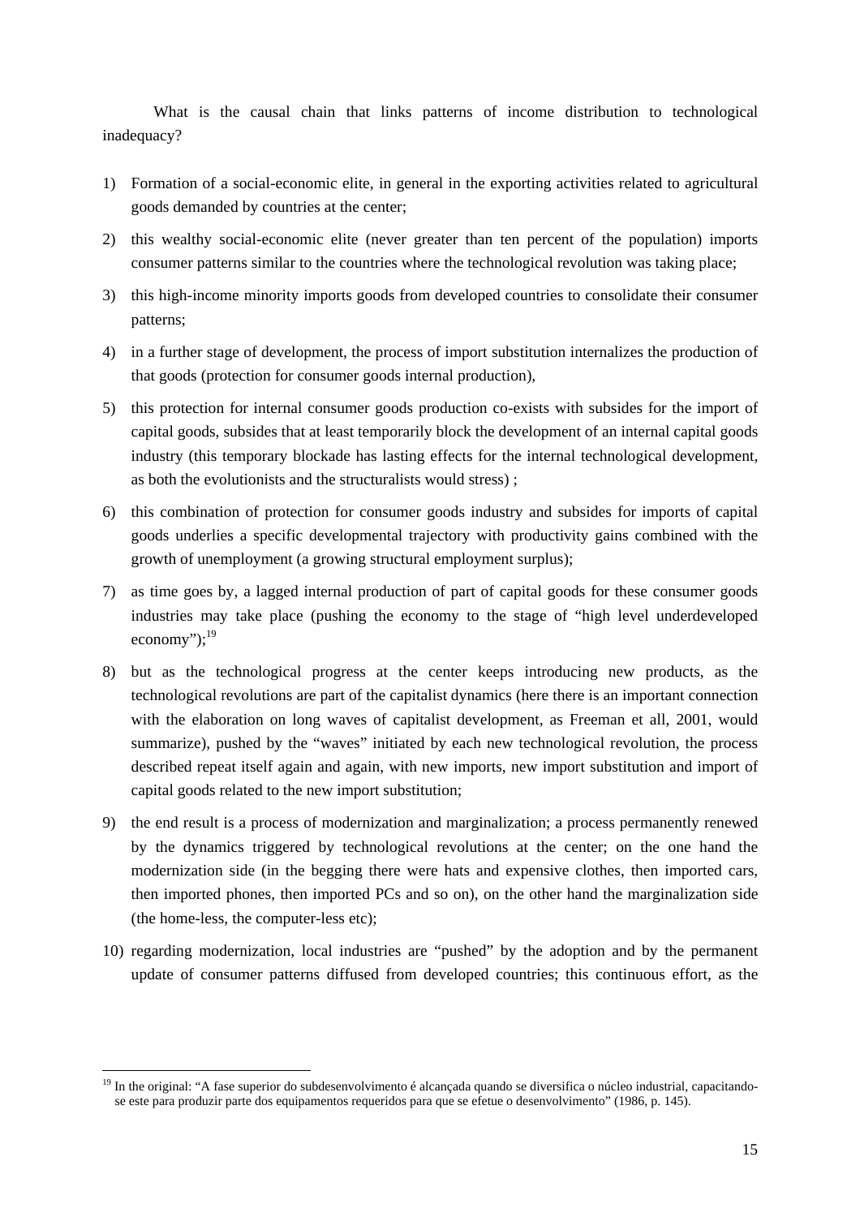What is the causal chain that links patterns of income distribution to technological inadequacy?

1) Formation of a social-economic elite, in general in the exporting activities related to agricultural goods demanded by countries at the center;
2) this wealthy social-economic elite (never greater than ten percent of the population) imports consumer patterns similar to the countries where the technological revolution was taking place;
3) this high-income minority imports goods from developed countries to consolidate their consumer patterns;
4) in a further stage of development, the process of import substitution internalizes the production of that goods (protection for consumer goods internal production),
5) this protection for internal consumer goods production co-exists with subsides for the import of capital goods, subsides that at least temporarily block the development of an internal capital goods industry (this temporary blockade has lasting effects for the internal technological development, as both the evolutionists and the structuralists would stress) ;
6) this combination of protection for consumer goods industry and subsides for imports of capital goods underlies a specific developmental trajectory with productivity gains combined with the growth of unemployment (a growing structural employment surplus);
7) as time goes by, a lagged internal production of part of capital goods for these consumer goods industries may take place (pushing the economy to the stage of "high level underdeveloped economy");[19]
8) but as the technological progress at the center keeps introducing new products, as the technological revolutions are part of the capitalist dynamics (here there is an important connection with the elaboration on long waves of capitalist development, as Freeman et all, 2001, would summarize), pushed by the "waves" initiated by each new technological revolution, the process described repeat itself again and again, with new imports, new import substitution and import of capital goods related to the new import substitution;
9) the end result is a process of modernization and marginalization; a process permanently renewed by the dynamics triggered by technological revolutions at the center; on the one hand the modernization side (in the begging there were hats and expensive clothes, then imported cars, then imported phones, then imported PCs and so on), on the other hand the marginalization side (the home-less, the computer-less etc);
10) regarding modernization, local industries are "pushed" by the adoption and by the permanent update of consumer patterns diffused from developed countries; this continuous effort, as the

[19] In the original: "A fase superior do subdesenvolvimento é alcançada quando se diversifica o núcleo industrial, capacitando-se este para produzir parte dos equipamentos requeridos para que se efetue o desenvolvimento" (1986, p. 145).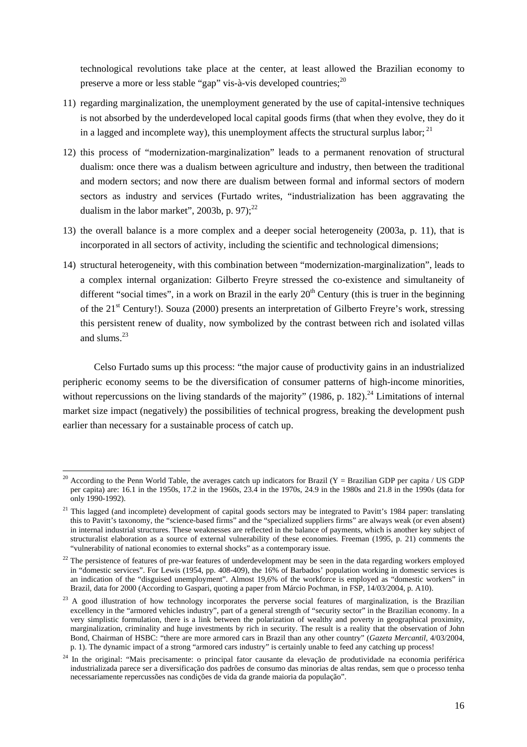technological revolutions take place at the center, at least allowed the Brazilian economy to preserve a more or less stable "gap" vis-à-vis developed countries;[20]

11) regarding marginalization, the unemployment generated by the use of capital-intensive techniques is not absorbed by the underdeveloped local capital goods firms (that when they evolve, they do it in a lagged and incomplete way), this unemployment affects the structural surplus labor; [21]

12) this process of "modernization-marginalization" leads to a permanent renovation of structural dualism: once there was a dualism between agriculture and industry, then between the traditional and modern sectors; and now there are dualism between formal and informal sectors of modern sectors as industry and services (Furtado writes, "industrialization has been aggravating the dualism in the labor market", 2003b, p. 97);[22]

13) the overall balance is a more complex and a deeper social heterogeneity (2003a, p. 11), that is incorporated in all sectors of activity, including the scientific and technological dimensions;

14) structural heterogeneity, with this combination between "modernization-marginalization", leads to a complex internal organization: Gilberto Freyre stressed the co-existence and simultaneity of different "social times", in a work on Brazil in the early 20th Century (this is truer in the beginning of the 21st Century!). Souza (2000) presents an interpretation of Gilberto Freyre's work, stressing this persistent renew of duality, now symbolized by the contrast between rich and isolated villas and slums.[23]

Celso Furtado sums up this process: "the major cause of productivity gains in an industrialized peripheric economy seems to be the diversification of consumer patterns of high-income minorities, without repercussions on the living standards of the majority" (1986, p. 182).[24] Limitations of internal market size impact (negatively) the possibilities of technical progress, breaking the development push earlier than necessary for a sustainable process of catch up.

---

[20] According to the Penn World Table, the averages catch up indicators for Brazil (Y = Brazilian GDP per capita / US GDP per capita) are: 16.1 in the 1950s, 17.2 in the 1960s, 23.4 in the 1970s, 24.9 in the 1980s and 21.8 in the 1990s (data for only 1990-1992).

[21] This lagged (and incomplete) development of capital goods sectors may be integrated to Pavitt's 1984 paper: translating this to Pavitt's taxonomy, the "science-based firms" and the "specialized suppliers firms" are always weak (or even absent) in internal industrial structures. These weaknesses are reflected in the balance of payments, which is another key subject of structuralist elaboration as a source of external vulnerability of these economies. Freeman (1995, p. 21) comments the "vulnerability of national economies to external shocks" as a contemporary issue.

[22] The persistence of features of pre-war features of underdevelopment may be seen in the data regarding workers employed in "domestic services". For Lewis (1954, pp. 408-409), the 16% of Barbados' population working in domestic services is an indication of the "disguised unemployment". Almost 19,6% of the workforce is employed as "domestic workers" in Brazil, data for 2000 (According to Gaspari, quoting a paper from Márcio Pochman, in FSP, 14/03/2004, p. A10).

[23] A good illustration of how technology incorporates the perverse social features of marginalization, is the Brazilian excellency in the "armored vehicles industry", part of a general strength of "security sector" in the Brazilian economy. In a very simplistic formulation, there is a link between the polarization of wealthy and poverty in geographical proximity, marginalization, criminality and huge investments by rich in security. The result is a reality that the observation of John Bond, Chairman of HSBC: "there are more armored cars in Brazil than any other country" (*Gazeta Mercantil*, 4/03/2004, p. 1). The dynamic impact of a strong "armored cars industry" is certainly unable to feed any catching up process!

[24] In the original: "Mais precisamente: o principal fator causante da elevação de produtividade na economia periférica industrializada parece ser a diversificação dos padrões de consumo das minorias de altas rendas, sem que o processo tenha necessariamente repercussões nas condições de vida da grande maioria da população".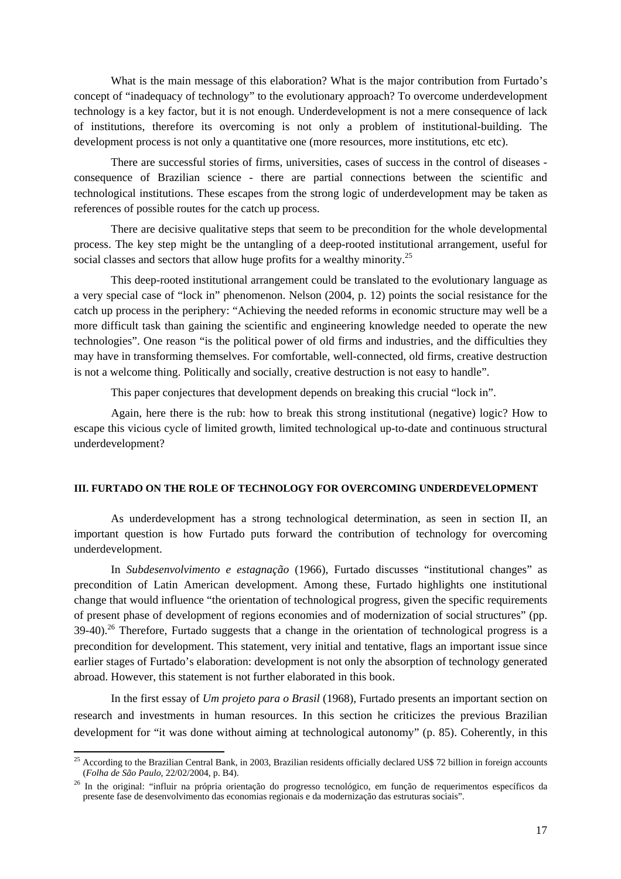What is the main message of this elaboration? What is the major contribution from Furtado's concept of "inadequacy of technology" to the evolutionary approach? To overcome underdevelopment technology is a key factor, but it is not enough. Underdevelopment is not a mere consequence of lack of institutions, therefore its overcoming is not only a problem of institutional-building. The development process is not only a quantitative one (more resources, more institutions, etc etc).

There are successful stories of firms, universities, cases of success in the control of diseases - consequence of Brazilian science - there are partial connections between the scientific and technological institutions. These escapes from the strong logic of underdevelopment may be taken as references of possible routes for the catch up process.

There are decisive qualitative steps that seem to be precondition for the whole developmental process. The key step might be the untangling of a deep-rooted institutional arrangement, useful for social classes and sectors that allow huge profits for a wealthy minority.[25]

This deep-rooted institutional arrangement could be translated to the evolutionary language as a very special case of "lock in" phenomenon. Nelson (2004, p. 12) points the social resistance for the catch up process in the periphery: "Achieving the needed reforms in economic structure may well be a more difficult task than gaining the scientific and engineering knowledge needed to operate the new technologies". One reason "is the political power of old firms and industries, and the difficulties they may have in transforming themselves. For comfortable, well-connected, old firms, creative destruction is not a welcome thing. Politically and socially, creative destruction is not easy to handle".

This paper conjectures that development depends on breaking this crucial "lock in".

Again, here there is the rub: how to break this strong institutional (negative) logic? How to escape this vicious cycle of limited growth, limited technological up-to-date and continuous structural underdevelopment?

## III. FURTADO ON THE ROLE OF TECHNOLOGY FOR OVERCOMING UNDERDEVELOPMENT

As underdevelopment has a strong technological determination, as seen in section II, an important question is how Furtado puts forward the contribution of technology for overcoming underdevelopment.

In *Subdesenvolvimento e estagnação* (1966), Furtado discusses "institutional changes" as precondition of Latin American development. Among these, Furtado highlights one institutional change that would influence "the orientation of technological progress, given the specific requirements of present phase of development of regions economies and of modernization of social structures" (pp. 39-40).[26] Therefore, Furtado suggests that a change in the orientation of technological progress is a precondition for development. This statement, very initial and tentative, flags an important issue since earlier stages of Furtado's elaboration: development is not only the absorption of technology generated abroad. However, this statement is not further elaborated in this book.

In the first essay of *Um projeto para o Brasil* (1968), Furtado presents an important section on research and investments in human resources. In this section he criticizes the previous Brazilian development for "it was done without aiming at technological autonomy" (p. 85). Coherently, in this

---

[25] According to the Brazilian Central Bank, in 2003, Brazilian residents officially declared US$ 72 billion in foreign accounts (*Folha de São Paulo*, 22/02/2004, p. B4).

[26] In the original: "influir na própria orientação do progresso tecnológico, em função de requerimentos específicos da presente fase de desenvolvimento das economias regionais e da modernização das estruturas sociais".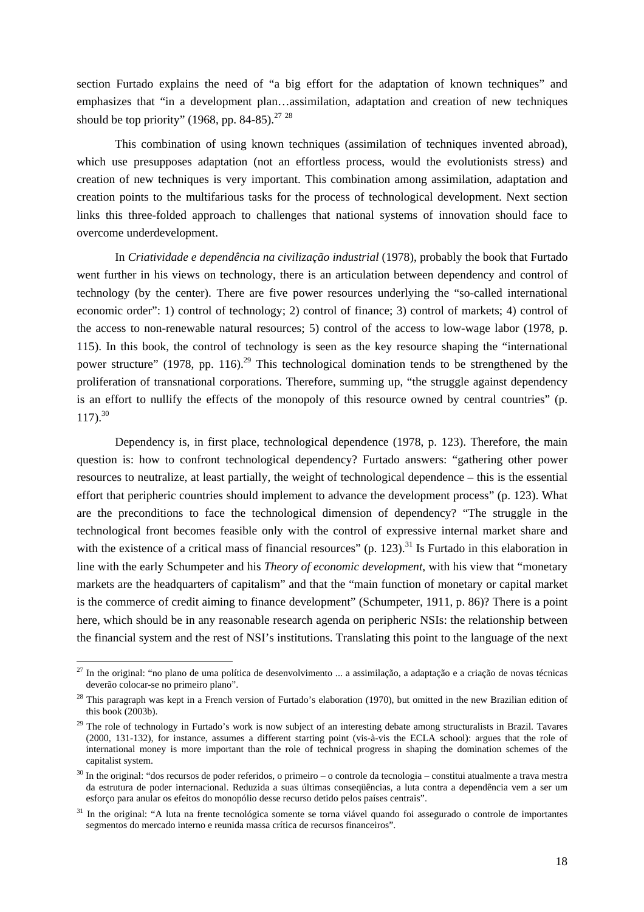section Furtado explains the need of "a big effort for the adaptation of known techniques" and emphasizes that "in a development plan…assimilation, adaptation and creation of new techniques should be top priority" (1968, pp. 84-85).[27] [28]

This combination of using known techniques (assimilation of techniques invented abroad), which use presupposes adaptation (not an effortless process, would the evolutionists stress) and creation of new techniques is very important. This combination among assimilation, adaptation and creation points to the multifarious tasks for the process of technological development. Next section links this three-folded approach to challenges that national systems of innovation should face to overcome underdevelopment.

In *Criatividade e dependência na civilização industrial* (1978), probably the book that Furtado went further in his views on technology, there is an articulation between dependency and control of technology (by the center). There are five power resources underlying the "so-called international economic order": 1) control of technology; 2) control of finance; 3) control of markets; 4) control of the access to non-renewable natural resources; 5) control of the access to low-wage labor (1978, p. 115). In this book, the control of technology is seen as the key resource shaping the "international power structure" (1978, pp. 116).[29] This technological domination tends to be strengthened by the proliferation of transnational corporations. Therefore, summing up, "the struggle against dependency is an effort to nullify the effects of the monopoly of this resource owned by central countries" (p. 117).[30]

Dependency is, in first place, technological dependence (1978, p. 123). Therefore, the main question is: how to confront technological dependency? Furtado answers: "gathering other power resources to neutralize, at least partially, the weight of technological dependence – this is the essential effort that peripheric countries should implement to advance the development process" (p. 123). What are the preconditions to face the technological dimension of dependency? "The struggle in the technological front becomes feasible only with the control of expressive internal market share and with the existence of a critical mass of financial resources" (p. 123).[31] Is Furtado in this elaboration in line with the early Schumpeter and his *Theory of economic development*, with his view that "monetary markets are the headquarters of capitalism" and that the "main function of monetary or capital market is the commerce of credit aiming to finance development" (Schumpeter, 1911, p. 86)? There is a point here, which should be in any reasonable research agenda on peripheric NSIs: the relationship between the financial system and the rest of NSI's institutions. Translating this point to the language of the next

---

[27] In the original: "no plano de uma política de desenvolvimento ... a assimilação, a adaptação e a criação de novas técnicas deverão colocar-se no primeiro plano".

[28] This paragraph was kept in a French version of Furtado's elaboration (1970), but omitted in the new Brazilian edition of this book (2003b).

[29] The role of technology in Furtado's work is now subject of an interesting debate among structuralists in Brazil. Tavares (2000, 131-132), for instance, assumes a different starting point (vis-à-vis the ECLA school): argues that the role of international money is more important than the role of technical progress in shaping the domination schemes of the capitalist system.

[30] In the original: "dos recursos de poder referidos, o primeiro – o controle da tecnologia – constitui atualmente a trava mestra da estrutura de poder internacional. Reduzida a suas últimas conseqüências, a luta contra a dependência vem a ser um esforço para anular os efeitos do monopólio desse recurso detido pelos países centrais".

[31] In the original: "A luta na frente tecnológica somente se torna viável quando foi assegurado o controle de importantes segmentos do mercado interno e reunida massa crítica de recursos financeiros".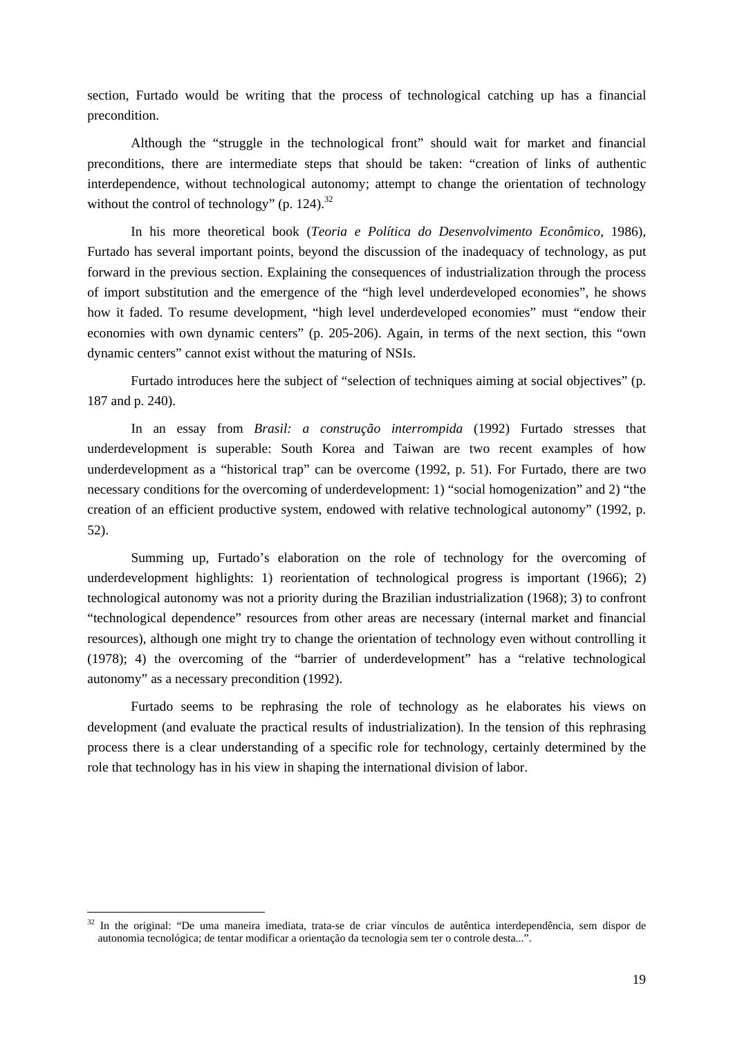section, Furtado would be writing that the process of technological catching up has a financial precondition.

Although the "struggle in the technological front" should wait for market and financial preconditions, there are intermediate steps that should be taken: "creation of links of authentic interdependence, without technological autonomy; attempt to change the orientation of technology without the control of technology" (p. 124).[32]

In his more theoretical book (*Teoria e Política do Desenvolvimento Econômico*, 1986), Furtado has several important points, beyond the discussion of the inadequacy of technology, as put forward in the previous section. Explaining the consequences of industrialization through the process of import substitution and the emergence of the "high level underdeveloped economies", he shows how it faded. To resume development, "high level underdeveloped economies" must "endow their economies with own dynamic centers" (p. 205-206). Again, in terms of the next section, this "own dynamic centers" cannot exist without the maturing of NSIs.

Furtado introduces here the subject of "selection of techniques aiming at social objectives" (p. 187 and p. 240).

In an essay from *Brasil: a construção interrompida* (1992) Furtado stresses that underdevelopment is superable: South Korea and Taiwan are two recent examples of how underdevelopment as a "historical trap" can be overcome (1992, p. 51). For Furtado, there are two necessary conditions for the overcoming of underdevelopment: 1) "social homogenization" and 2) "the creation of an efficient productive system, endowed with relative technological autonomy" (1992, p. 52).

Summing up, Furtado's elaboration on the role of technology for the overcoming of underdevelopment highlights: 1) reorientation of technological progress is important (1966); 2) technological autonomy was not a priority during the Brazilian industrialization (1968); 3) to confront "technological dependence" resources from other areas are necessary (internal market and financial resources), although one might try to change the orientation of technology even without controlling it (1978); 4) the overcoming of the "barrier of underdevelopment" has a "relative technological autonomy" as a necessary precondition (1992).

Furtado seems to be rephrasing the role of technology as he elaborates his views on development (and evaluate the practical results of industrialization). In the tension of this rephrasing process there is a clear understanding of a specific role for technology, certainly determined by the role that technology has in his view in shaping the international division of labor.

---

[32] In the original: "De uma maneira imediata, trata-se de criar vínculos de autêntica interdependência, sem dispor de autonomia tecnológica; de tentar modificar a orientação da tecnologia sem ter o controle desta...".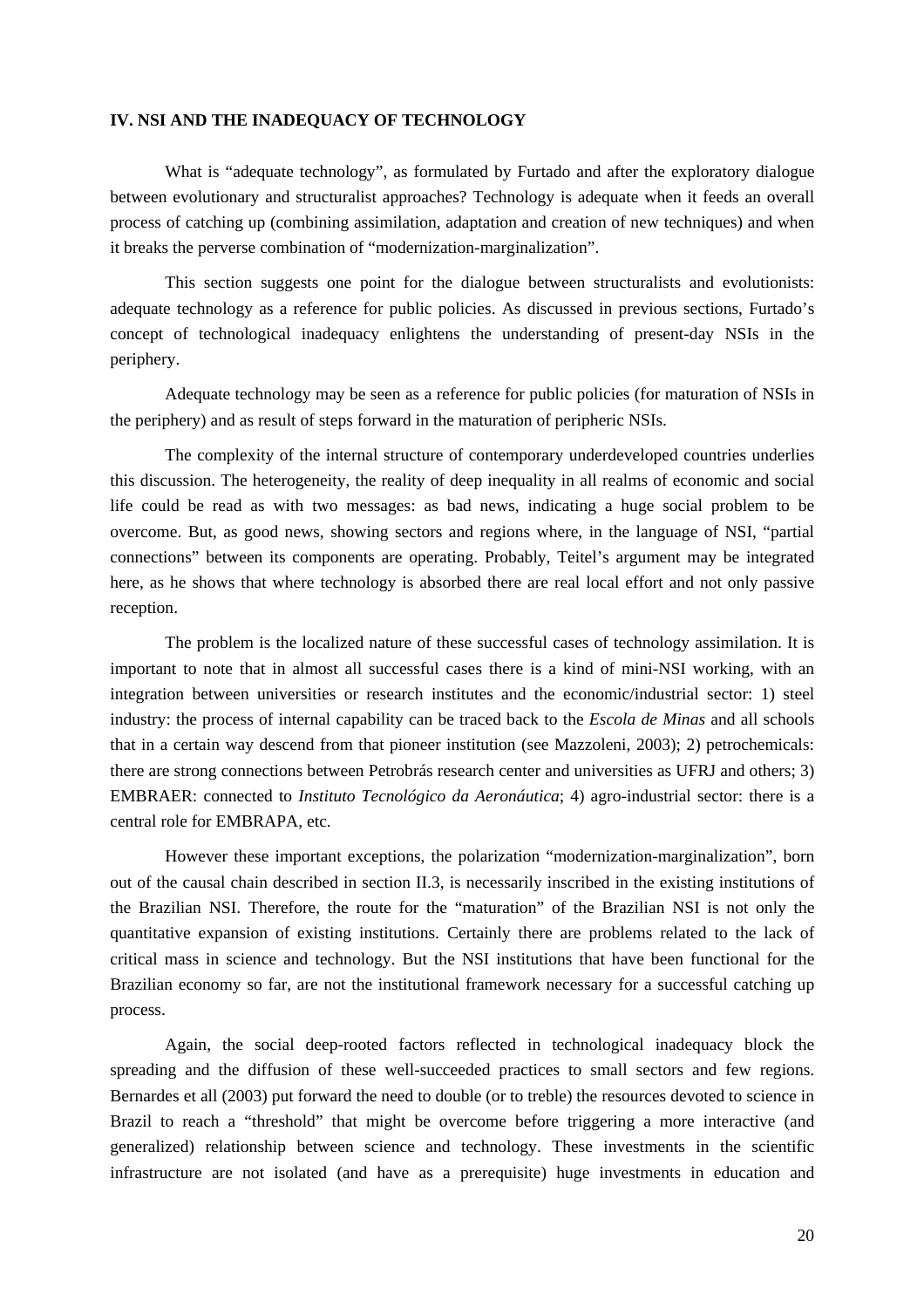## IV. NSI AND THE INADEQUACY OF TECHNOLOGY

What is "adequate technology", as formulated by Furtado and after the exploratory dialogue between evolutionary and structuralist approaches? Technology is adequate when it feeds an overall process of catching up (combining assimilation, adaptation and creation of new techniques) and when it breaks the perverse combination of "modernization-marginalization".

This section suggests one point for the dialogue between structuralists and evolutionists: adequate technology as a reference for public policies. As discussed in previous sections, Furtado's concept of technological inadequacy enlightens the understanding of present-day NSIs in the periphery.

Adequate technology may be seen as a reference for public policies (for maturation of NSIs in the periphery) and as result of steps forward in the maturation of peripheric NSIs.

The complexity of the internal structure of contemporary underdeveloped countries underlies this discussion. The heterogeneity, the reality of deep inequality in all realms of economic and social life could be read as with two messages: as bad news, indicating a huge social problem to be overcome. But, as good news, showing sectors and regions where, in the language of NSI, "partial connections" between its components are operating. Probably, Teitel's argument may be integrated here, as he shows that where technology is absorbed there are real local effort and not only passive reception.

The problem is the localized nature of these successful cases of technology assimilation. It is important to note that in almost all successful cases there is a kind of mini-NSI working, with an integration between universities or research institutes and the economic/industrial sector: 1) steel industry: the process of internal capability can be traced back to the *Escola de Minas* and all schools that in a certain way descend from that pioneer institution (see Mazzoleni, 2003); 2) petrochemicals: there are strong connections between Petrobrás research center and universities as UFRJ and others; 3) EMBRAER: connected to *Instituto Tecnológico da Aeronáutica*; 4) agro-industrial sector: there is a central role for EMBRAPA, etc.

However these important exceptions, the polarization "modernization-marginalization", born out of the causal chain described in section II.3, is necessarily inscribed in the existing institutions of the Brazilian NSI. Therefore, the route for the "maturation" of the Brazilian NSI is not only the quantitative expansion of existing institutions. Certainly there are problems related to the lack of critical mass in science and technology. But the NSI institutions that have been functional for the Brazilian economy so far, are not the institutional framework necessary for a successful catching up process.

Again, the social deep-rooted factors reflected in technological inadequacy block the spreading and the diffusion of these well-succeeded practices to small sectors and few regions. Bernardes et all (2003) put forward the need to double (or to treble) the resources devoted to science in Brazil to reach a "threshold" that might be overcome before triggering a more interactive (and generalized) relationship between science and technology. These investments in the scientific infrastructure are not isolated (and have as a prerequisite) huge investments in education and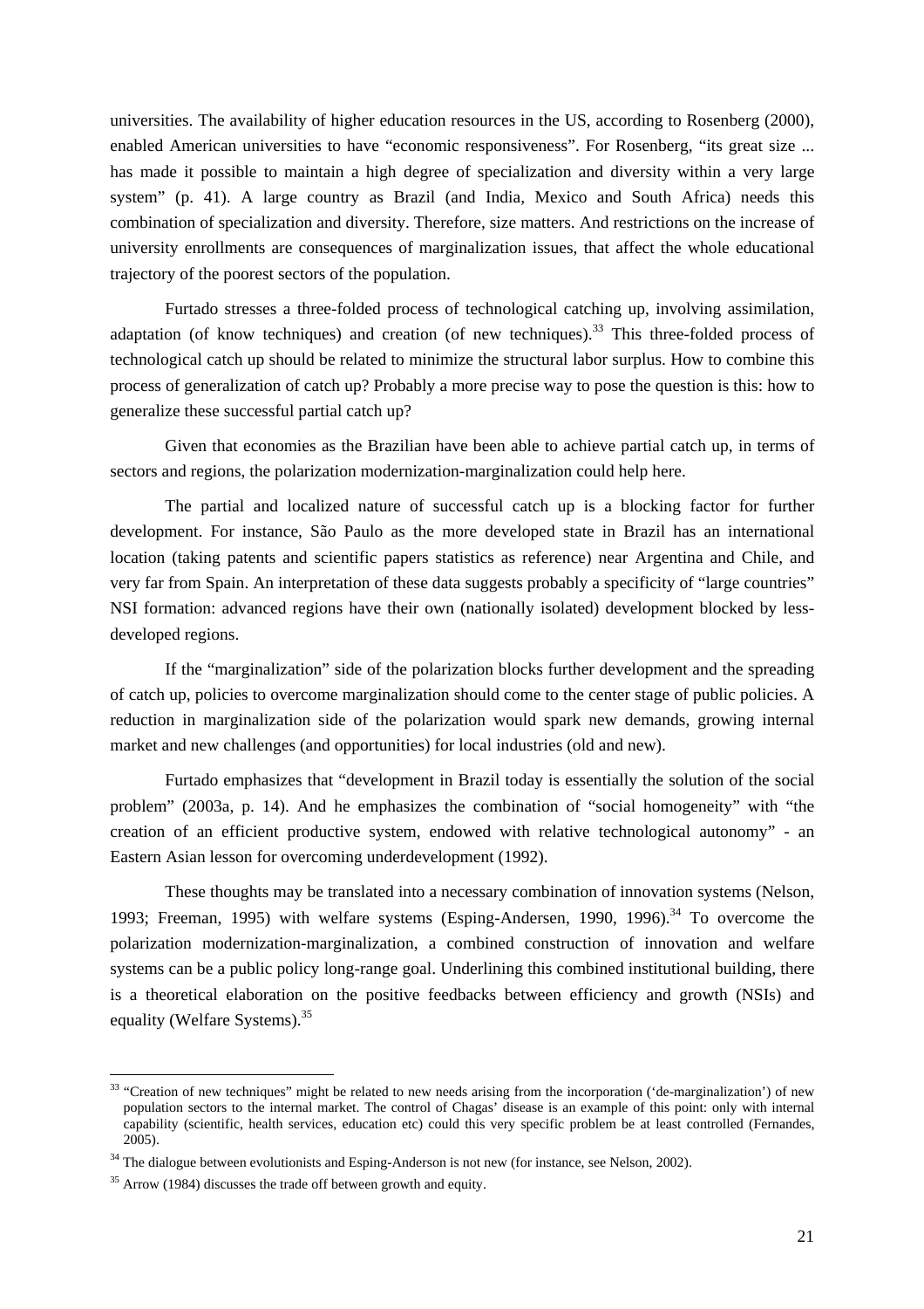universities. The availability of higher education resources in the US, according to Rosenberg (2000), enabled American universities to have "economic responsiveness". For Rosenberg, "its great size ... has made it possible to maintain a high degree of specialization and diversity within a very large system" (p. 41). A large country as Brazil (and India, Mexico and South Africa) needs this combination of specialization and diversity. Therefore, size matters. And restrictions on the increase of university enrollments are consequences of marginalization issues, that affect the whole educational trajectory of the poorest sectors of the population.

Furtado stresses a three-folded process of technological catching up, involving assimilation, adaptation (of know techniques) and creation (of new techniques).[33] This three-folded process of technological catch up should be related to minimize the structural labor surplus. How to combine this process of generalization of catch up? Probably a more precise way to pose the question is this: how to generalize these successful partial catch up?

Given that economies as the Brazilian have been able to achieve partial catch up, in terms of sectors and regions, the polarization modernization-marginalization could help here.

The partial and localized nature of successful catch up is a blocking factor for further development. For instance, São Paulo as the more developed state in Brazil has an international location (taking patents and scientific papers statistics as reference) near Argentina and Chile, and very far from Spain. An interpretation of these data suggests probably a specificity of "large countries" NSI formation: advanced regions have their own (nationally isolated) development blocked by less-developed regions.

If the "marginalization" side of the polarization blocks further development and the spreading of catch up, policies to overcome marginalization should come to the center stage of public policies. A reduction in marginalization side of the polarization would spark new demands, growing internal market and new challenges (and opportunities) for local industries (old and new).

Furtado emphasizes that "development in Brazil today is essentially the solution of the social problem" (2003a, p. 14). And he emphasizes the combination of "social homogeneity" with "the creation of an efficient productive system, endowed with relative technological autonomy" - an Eastern Asian lesson for overcoming underdevelopment (1992).

These thoughts may be translated into a necessary combination of innovation systems (Nelson, 1993; Freeman, 1995) with welfare systems (Esping-Andersen, 1990, 1996).[34] To overcome the polarization modernization-marginalization, a combined construction of innovation and welfare systems can be a public policy long-range goal. Underlining this combined institutional building, there is a theoretical elaboration on the positive feedbacks between efficiency and growth (NSIs) and equality (Welfare Systems).[35]

---

[33] "Creation of new techniques" might be related to new needs arising from the incorporation ('de-marginalization') of new population sectors to the internal market. The control of Chagas' disease is an example of this point: only with internal capability (scientific, health services, education etc) could this very specific problem be at least controlled (Fernandes, 2005).

[34] The dialogue between evolutionists and Esping-Anderson is not new (for instance, see Nelson, 2002).

[35] Arrow (1984) discusses the trade off between growth and equity.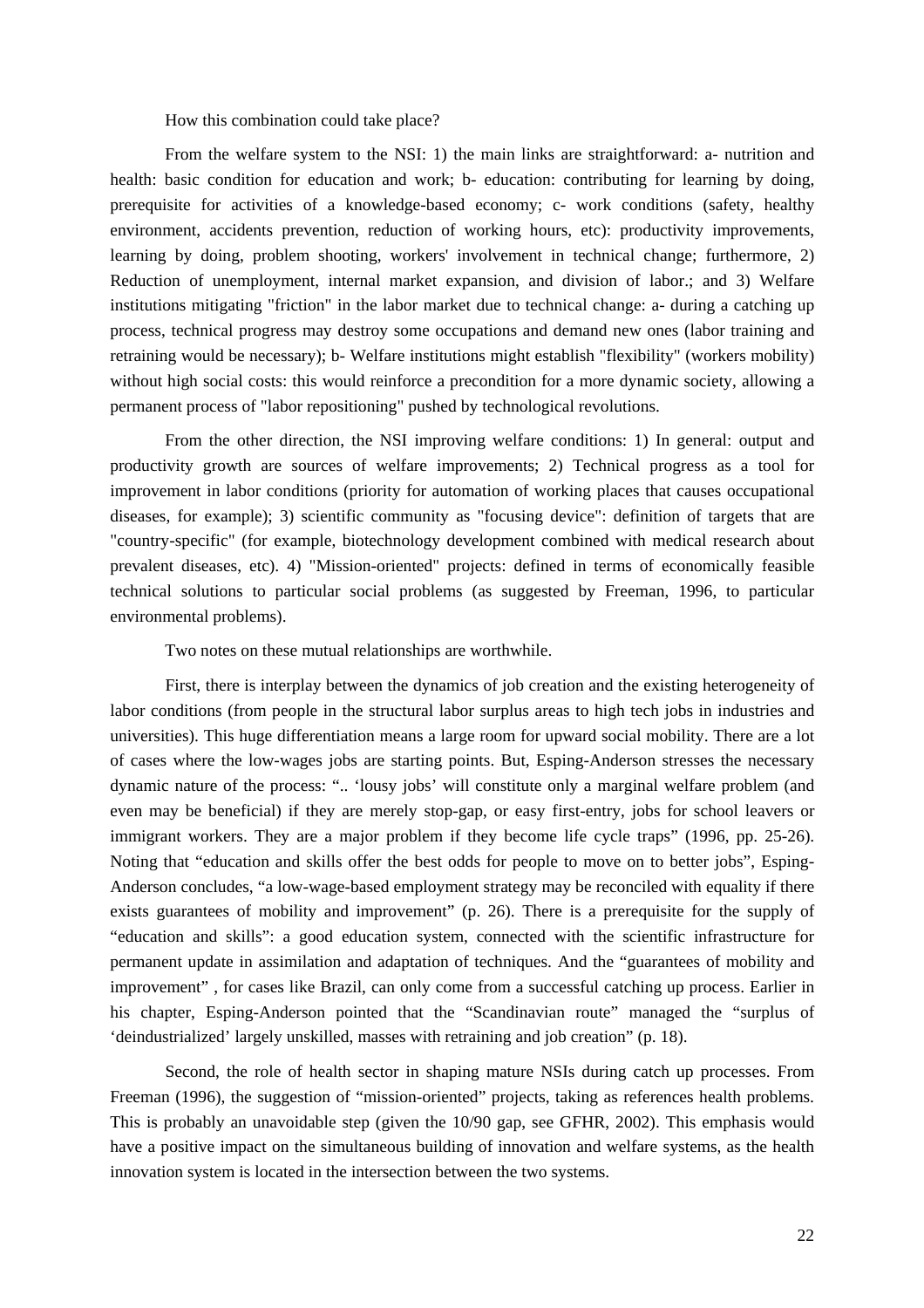How this combination could take place?

From the welfare system to the NSI: 1) the main links are straightforward: a- nutrition and health: basic condition for education and work; b- education: contributing for learning by doing, prerequisite for activities of a knowledge-based economy; c- work conditions (safety, healthy environment, accidents prevention, reduction of working hours, etc): productivity improvements, learning by doing, problem shooting, workers' involvement in technical change; furthermore, 2) Reduction of unemployment, internal market expansion, and division of labor.; and 3) Welfare institutions mitigating "friction" in the labor market due to technical change: a- during a catching up process, technical progress may destroy some occupations and demand new ones (labor training and retraining would be necessary); b- Welfare institutions might establish "flexibility" (workers mobility) without high social costs: this would reinforce a precondition for a more dynamic society, allowing a permanent process of "labor repositioning" pushed by technological revolutions.

From the other direction, the NSI improving welfare conditions: 1) In general: output and productivity growth are sources of welfare improvements; 2) Technical progress as a tool for improvement in labor conditions (priority for automation of working places that causes occupational diseases, for example); 3) scientific community as "focusing device": definition of targets that are "country-specific" (for example, biotechnology development combined with medical research about prevalent diseases, etc). 4) "Mission-oriented" projects: defined in terms of economically feasible technical solutions to particular social problems (as suggested by Freeman, 1996, to particular environmental problems).

Two notes on these mutual relationships are worthwhile.

First, there is interplay between the dynamics of job creation and the existing heterogeneity of labor conditions (from people in the structural labor surplus areas to high tech jobs in industries and universities). This huge differentiation means a large room for upward social mobility. There are a lot of cases where the low-wages jobs are starting points. But, Esping-Anderson stresses the necessary dynamic nature of the process: ".. 'lousy jobs' will constitute only a marginal welfare problem (and even may be beneficial) if they are merely stop-gap, or easy first-entry, jobs for school leavers or immigrant workers. They are a major problem if they become life cycle traps" (1996, pp. 25-26). Noting that "education and skills offer the best odds for people to move on to better jobs", Esping-Anderson concludes, "a low-wage-based employment strategy may be reconciled with equality if there exists guarantees of mobility and improvement" (p. 26). There is a prerequisite for the supply of "education and skills": a good education system, connected with the scientific infrastructure for permanent update in assimilation and adaptation of techniques. And the "guarantees of mobility and improvement" , for cases like Brazil, can only come from a successful catching up process. Earlier in his chapter, Esping-Anderson pointed that the "Scandinavian route" managed the "surplus of 'deindustrialized' largely unskilled, masses with retraining and job creation" (p. 18).

Second, the role of health sector in shaping mature NSIs during catch up processes. From Freeman (1996), the suggestion of "mission-oriented" projects, taking as references health problems. This is probably an unavoidable step (given the 10/90 gap, see GFHR, 2002). This emphasis would have a positive impact on the simultaneous building of innovation and welfare systems, as the health innovation system is located in the intersection between the two systems.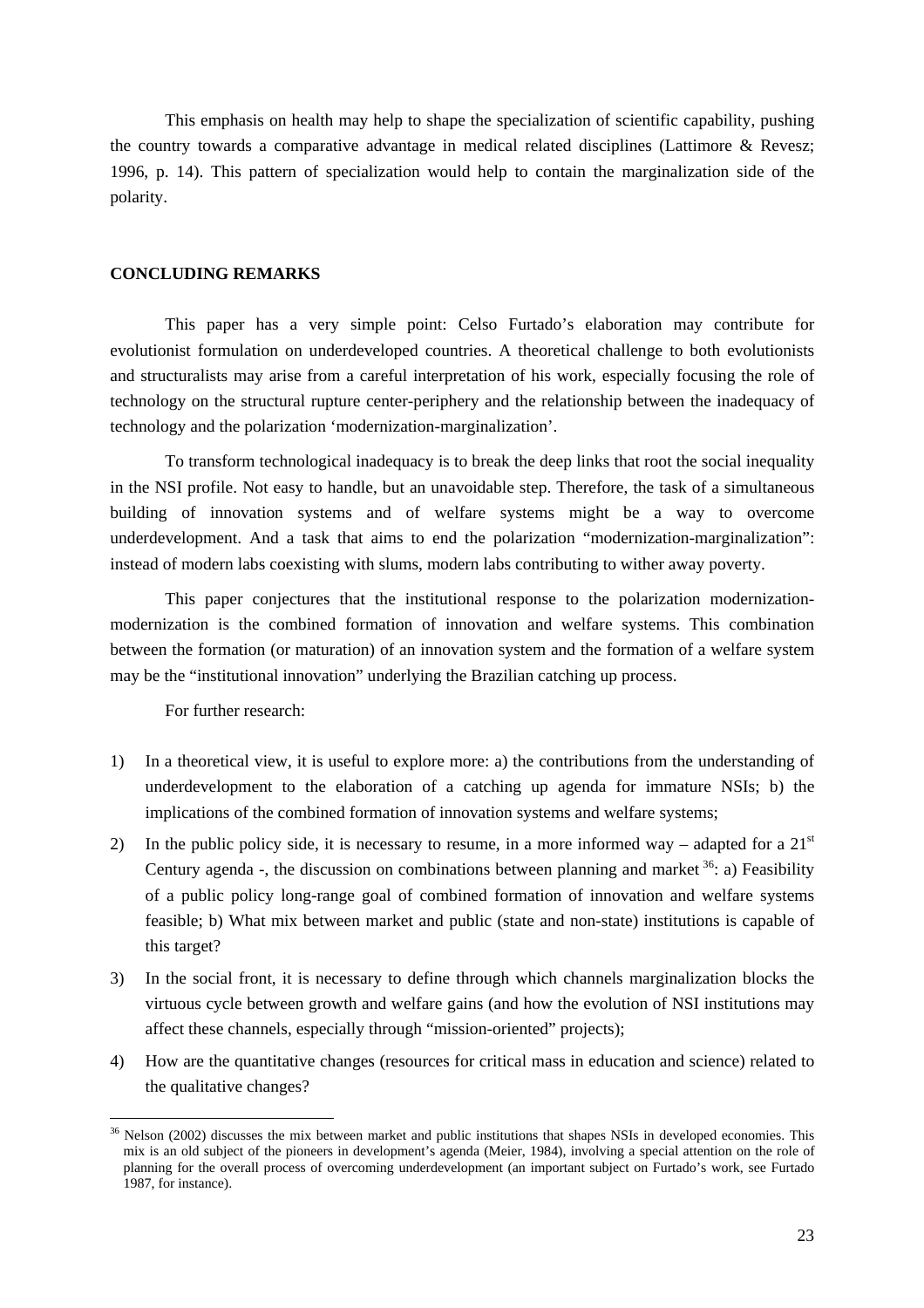This emphasis on health may help to shape the specialization of scientific capability, pushing the country towards a comparative advantage in medical related disciplines (Lattimore & Revesz; 1996, p. 14). This pattern of specialization would help to contain the marginalization side of the polarity.

## CONCLUDING REMARKS

This paper has a very simple point: Celso Furtado's elaboration may contribute for evolutionist formulation on underdeveloped countries. A theoretical challenge to both evolutionists and structuralists may arise from a careful interpretation of his work, especially focusing the role of technology on the structural rupture center-periphery and the relationship between the inadequacy of technology and the polarization 'modernization-marginalization'.

To transform technological inadequacy is to break the deep links that root the social inequality in the NSI profile. Not easy to handle, but an unavoidable step. Therefore, the task of a simultaneous building of innovation systems and of welfare systems might be a way to overcome underdevelopment. And a task that aims to end the polarization "modernization-marginalization": instead of modern labs coexisting with slums, modern labs contributing to wither away poverty.

This paper conjectures that the institutional response to the polarization modernization-modernization is the combined formation of innovation and welfare systems. This combination between the formation (or maturation) of an innovation system and the formation of a welfare system may be the "institutional innovation" underlying the Brazilian catching up process.

For further research:

1) In a theoretical view, it is useful to explore more: a) the contributions from the understanding of underdevelopment to the elaboration of a catching up agenda for immature NSIs; b) the implications of the combined formation of innovation systems and welfare systems;
2) In the public policy side, it is necessary to resume, in a more informed way – adapted for a 21st Century agenda -, the discussion on combinations between planning and market [36]: a) Feasibility of a public policy long-range goal of combined formation of innovation and welfare systems feasible; b) What mix between market and public (state and non-state) institutions is capable of this target?
3) In the social front, it is necessary to define through which channels marginalization blocks the virtuous cycle between growth and welfare gains (and how the evolution of NSI institutions may affect these channels, especially through "mission-oriented" projects);
4) How are the quantitative changes (resources for critical mass in education and science) related to the qualitative changes?

---

[36] Nelson (2002) discusses the mix between market and public institutions that shapes NSIs in developed economies. This mix is an old subject of the pioneers in development's agenda (Meier, 1984), involving a special attention on the role of planning for the overall process of overcoming underdevelopment (an important subject on Furtado's work, see Furtado 1987, for instance).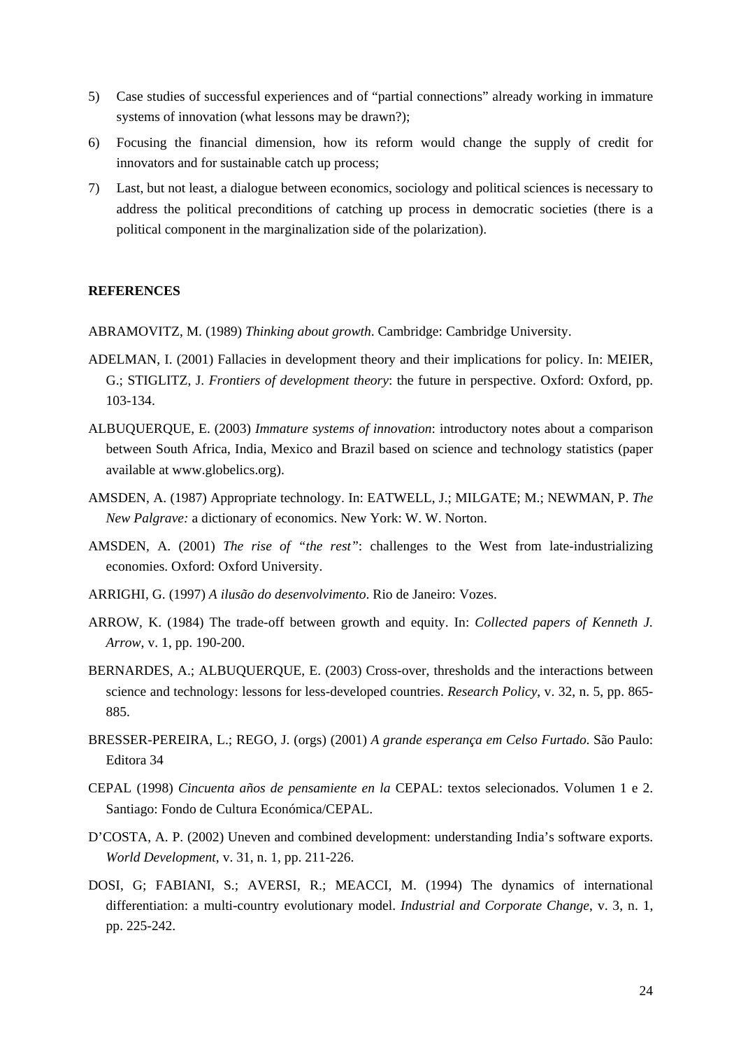5) Case studies of successful experiences and of “partial connections” already working in immature systems of innovation (what lessons may be drawn?);

6) Focusing the financial dimension, how its reform would change the supply of credit for innovators and for sustainable catch up process;

7) Last, but not least, a dialogue between economics, sociology and political sciences is necessary to address the political preconditions of catching up process in democratic societies (there is a political component in the marginalization side of the polarization).

## REFERENCES

ABRAMOVITZ, M. (1989) *Thinking about growth*. Cambridge: Cambridge University.

ADELMAN, I. (2001) Fallacies in development theory and their implications for policy. In: MEIER, G.; STIGLITZ, J. *Frontiers of development theory*: the future in perspective. Oxford: Oxford, pp. 103-134.

ALBUQUERQUE, E. (2003) *Immature systems of innovation*: introductory notes about a comparison between South Africa, India, Mexico and Brazil based on science and technology statistics (paper available at www.globelics.org).

AMSDEN, A. (1987) Appropriate technology. In: EATWELL, J.; MILGATE; M.; NEWMAN, P. *The New Palgrave:* a dictionary of economics. New York: W. W. Norton.

AMSDEN, A. (2001) *The rise of "the rest"*: challenges to the West from late-industrializing economies. Oxford: Oxford University.

ARRIGHI, G. (1997) *A ilusão do desenvolvimento*. Rio de Janeiro: Vozes.

ARROW, K. (1984) The trade-off between growth and equity. In: *Collected papers of Kenneth J. Arrow*, v. 1, pp. 190-200.

BERNARDES, A.; ALBUQUERQUE, E. (2003) Cross-over, thresholds and the interactions between science and technology: lessons for less-developed countries. *Research Policy*, v. 32, n. 5, pp. 865-885.

BRESSER-PEREIRA, L.; REGO, J. (orgs) (2001) *A grande esperança em Celso Furtado*. São Paulo: Editora 34

CEPAL (1998) *Cincuenta años de pensamiente en la* CEPAL: textos selecionados. Volumen 1 e 2. Santiago: Fondo de Cultura Económica/CEPAL.

D'COSTA, A. P. (2002) Uneven and combined development: understanding India's software exports. *World Development*, v. 31, n. 1, pp. 211-226.

DOSI, G; FABIANI, S.; AVERSI, R.; MEACCI, M. (1994) The dynamics of international differentiation: a multi-country evolutionary model. *Industrial and Corporate Change*, v. 3, n. 1, pp. 225-242.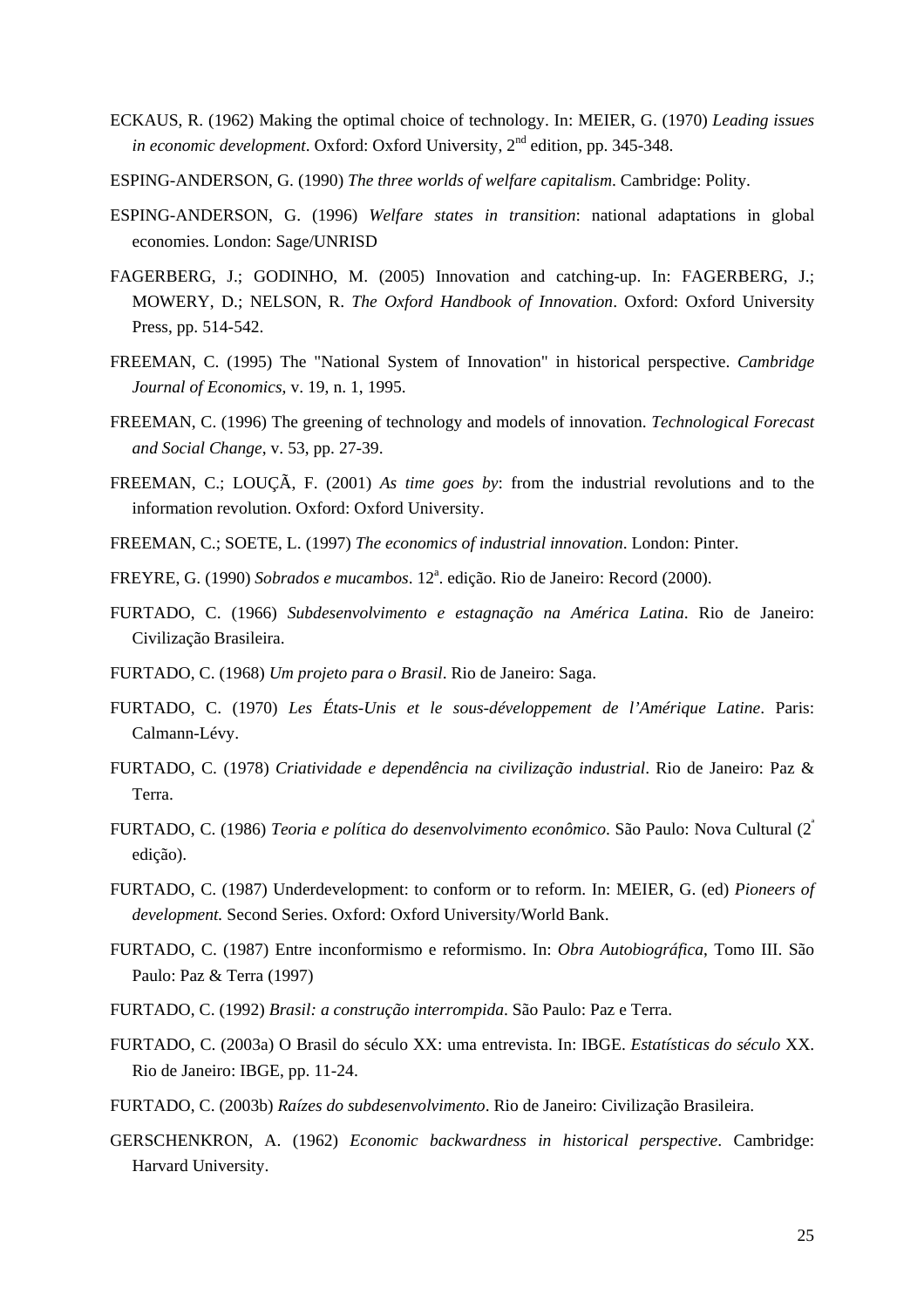ECKAUS, R. (1962) Making the optimal choice of technology. In: MEIER, G. (1970) *Leading issues in economic development*. Oxford: Oxford University, 2nd edition, pp. 345-348.

ESPING-ANDERSON, G. (1990) *The three worlds of welfare capitalism*. Cambridge: Polity.

ESPING-ANDERSON, G. (1996) *Welfare states in transition*: national adaptations in global economies. London: Sage/UNRISD

FAGERBERG, J.; GODINHO, M. (2005) Innovation and catching-up. In: FAGERBERG, J.; MOWERY, D.; NELSON, R. *The Oxford Handbook of Innovation*. Oxford: Oxford University Press, pp. 514-542.

FREEMAN, C. (1995) The "National System of Innovation" in historical perspective. *Cambridge Journal of Economics*, v. 19, n. 1, 1995.

FREEMAN, C. (1996) The greening of technology and models of innovation. *Technological Forecast and Social Change*, v. 53, pp. 27-39.

FREEMAN, C.; LOUÇÃ, F. (2001) *As time goes by*: from the industrial revolutions and to the information revolution. Oxford: Oxford University.

FREEMAN, C.; SOETE, L. (1997) *The economics of industrial innovation*. London: Pinter.

FREYRE, G. (1990) *Sobrados e mucambos*. 12ª. edição. Rio de Janeiro: Record (2000).

FURTADO, C. (1966) *Subdesenvolvimento e estagnação na América Latina*. Rio de Janeiro: Civilização Brasileira.

FURTADO, C. (1968) *Um projeto para o Brasil*. Rio de Janeiro: Saga.

FURTADO, C. (1970) *Les États-Unis et le sous-développement de l'Amérique Latine*. Paris: Calmann-Lévy.

FURTADO, C. (1978) *Criatividade e dependência na civilização industrial*. Rio de Janeiro: Paz & Terra.

FURTADO, C. (1986) *Teoria e política do desenvolvimento econômico*. São Paulo: Nova Cultural (2ª edição).

FURTADO, C. (1987) Underdevelopment: to conform or to reform. In: MEIER, G. (ed) *Pioneers of development.* Second Series. Oxford: Oxford University/World Bank.

FURTADO, C. (1987) Entre inconformismo e reformismo. In: *Obra Autobiográfica*, Tomo III. São Paulo: Paz & Terra (1997)

FURTADO, C. (1992) *Brasil: a construção interrompida*. São Paulo: Paz e Terra.

FURTADO, C. (2003a) O Brasil do século XX: uma entrevista. In: IBGE. *Estatísticas do século* XX. Rio de Janeiro: IBGE, pp. 11-24.

FURTADO, C. (2003b) *Raízes do subdesenvolvimento*. Rio de Janeiro: Civilização Brasileira.

GERSCHENKRON, A. (1962) *Economic backwardness in historical perspective*. Cambridge: Harvard University.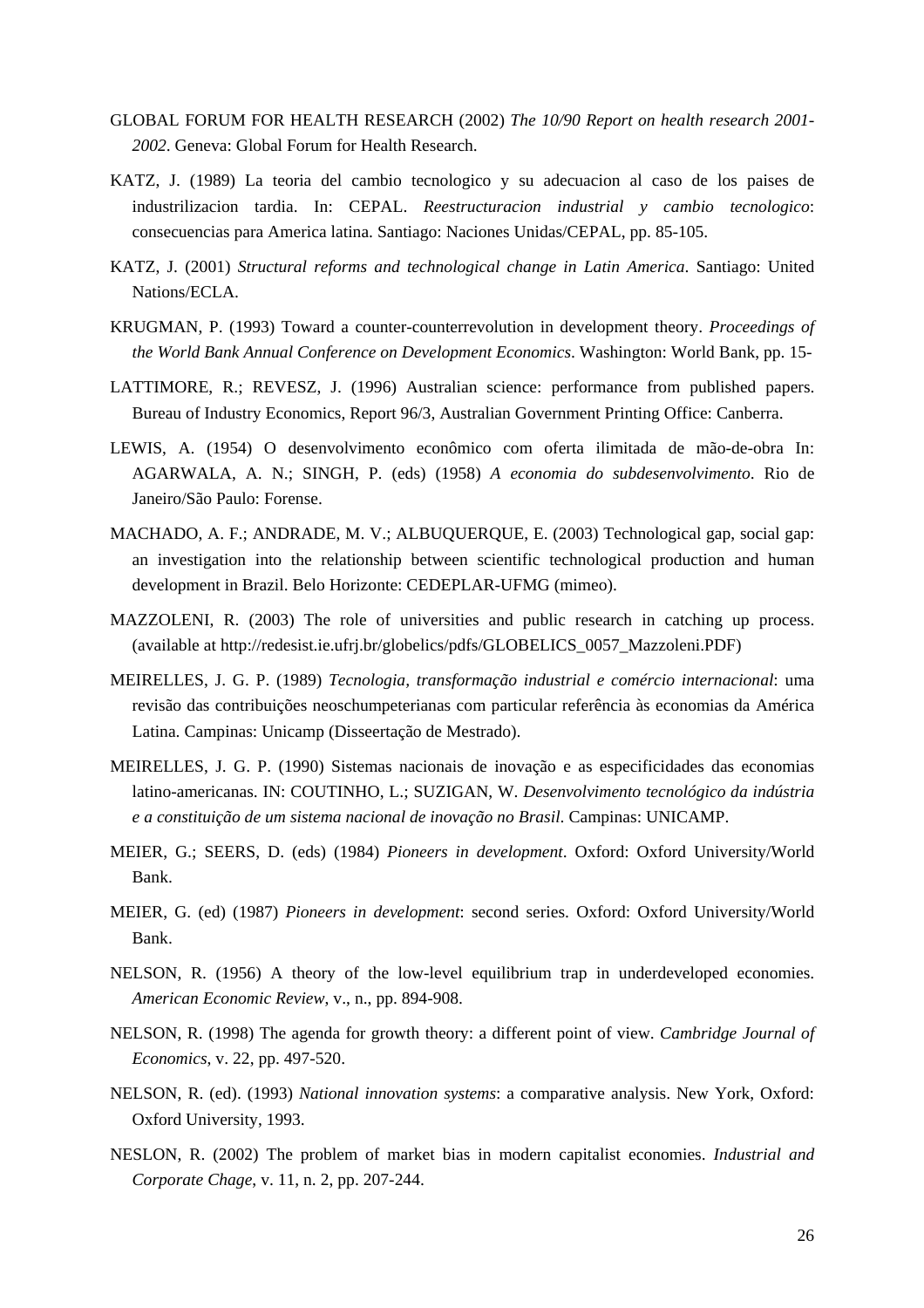GLOBAL FORUM FOR HEALTH RESEARCH (2002) *The 10/90 Report on health research 2001-2002*. Geneva: Global Forum for Health Research.

KATZ, J. (1989) La teoria del cambio tecnologico y su adecuacion al caso de los paises de industrilizacion tardia. In: CEPAL. *Reestructuracion industrial y cambio tecnologico*: consecuencias para America latina. Santiago: Naciones Unidas/CEPAL, pp. 85-105.

KATZ, J. (2001) *Structural reforms and technological change in Latin America*. Santiago: United Nations/ECLA.

KRUGMAN, P. (1993) Toward a counter-counterrevolution in development theory. *Proceedings of the World Bank Annual Conference on Development Economics*. Washington: World Bank, pp. 15-

LATTIMORE, R.; REVESZ, J. (1996) Australian science: performance from published papers. Bureau of Industry Economics, Report 96/3, Australian Government Printing Office: Canberra.

LEWIS, A. (1954) O desenvolvimento econômico com oferta ilimitada de mão-de-obra In: AGARWALA, A. N.; SINGH, P. (eds) (1958) *A economia do subdesenvolvimento*. Rio de Janeiro/São Paulo: Forense.

MACHADO, A. F.; ANDRADE, M. V.; ALBUQUERQUE, E. (2003) Technological gap, social gap: an investigation into the relationship between scientific technological production and human development in Brazil. Belo Horizonte: CEDEPLAR-UFMG (mimeo).

MAZZOLENI, R. (2003) The role of universities and public research in catching up process. (available at http://redesist.ie.ufrj.br/globelics/pdfs/GLOBELICS_0057_Mazzoleni.PDF)

MEIRELLES, J. G. P. (1989) *Tecnologia, transformação industrial e comércio internacional*: uma revisão das contribuições neoschumpeterianas com particular referência às economias da América Latina. Campinas: Unicamp (Disseertação de Mestrado).

MEIRELLES, J. G. P. (1990) Sistemas nacionais de inovação e as especificidades das economias latino-americanas. IN: COUTINHO, L.; SUZIGAN, W. *Desenvolvimento tecnológico da indústria e a constituição de um sistema nacional de inovação no Brasil*. Campinas: UNICAMP.

MEIER, G.; SEERS, D. (eds) (1984) *Pioneers in development*. Oxford: Oxford University/World Bank.

MEIER, G. (ed) (1987) *Pioneers in development*: second series. Oxford: Oxford University/World Bank.

NELSON, R. (1956) A theory of the low-level equilibrium trap in underdeveloped economies. *American Economic Review*, v., n., pp. 894-908.

NELSON, R. (1998) The agenda for growth theory: a different point of view. *Cambridge Journal of Economics*, v. 22, pp. 497-520.

NELSON, R. (ed). (1993) *National innovation systems*: a comparative analysis. New York, Oxford: Oxford University, 1993.

NESLON, R. (2002) The problem of market bias in modern capitalist economies. *Industrial and Corporate Chage*, v. 11, n. 2, pp. 207-244.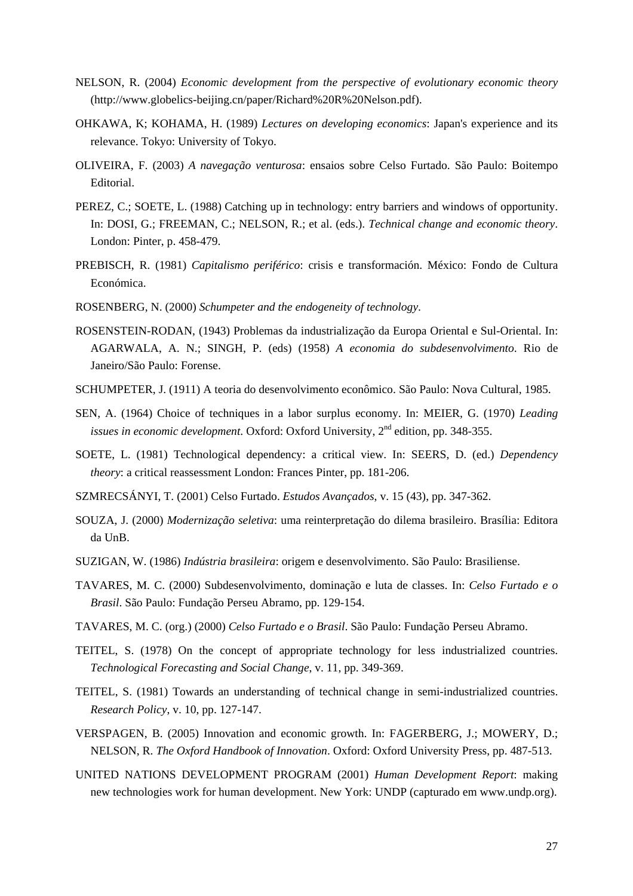NELSON, R. (2004) *Economic development from the perspective of evolutionary economic theory* (http://www.globelics-beijing.cn/paper/Richard%20R%20Nelson.pdf).

OHKAWA, K; KOHAMA, H. (1989) *Lectures on developing economics*: Japan's experience and its relevance. Tokyo: University of Tokyo.

OLIVEIRA, F. (2003) *A navegação venturosa*: ensaios sobre Celso Furtado. São Paulo: Boitempo Editorial.

PEREZ, C.; SOETE, L. (1988) Catching up in technology: entry barriers and windows of opportunity. In: DOSI, G.; FREEMAN, C.; NELSON, R.; et al. (eds.). *Technical change and economic theory*. London: Pinter, p. 458-479.

PREBISCH, R. (1981) *Capitalismo periférico*: crisis e transformación. México: Fondo de Cultura Económica.

ROSENBERG, N. (2000) *Schumpeter and the endogeneity of technology*.

ROSENSTEIN-RODAN, (1943) Problemas da industrialização da Europa Oriental e Sul-Oriental. In: AGARWALA, A. N.; SINGH, P. (eds) (1958) *A economia do subdesenvolvimento*. Rio de Janeiro/São Paulo: Forense.

SCHUMPETER, J. (1911) A teoria do desenvolvimento econômico. São Paulo: Nova Cultural, 1985.

SEN, A. (1964) Choice of techniques in a labor surplus economy. In: MEIER, G. (1970) *Leading issues in economic development*. Oxford: Oxford University, 2nd edition, pp. 348-355.

SOETE, L. (1981) Technological dependency: a critical view. In: SEERS, D. (ed.) *Dependency theory*: a critical reassessment London: Frances Pinter, pp. 181-206.

SZMRECSÁNYI, T. (2001) Celso Furtado. *Estudos Avançados*, v. 15 (43), pp. 347-362.

SOUZA, J. (2000) *Modernização seletiva*: uma reinterpretação do dilema brasileiro. Brasília: Editora da UnB.

SUZIGAN, W. (1986) *Indústria brasileira*: origem e desenvolvimento. São Paulo: Brasiliense.

TAVARES, M. C. (2000) Subdesenvolvimento, dominação e luta de classes. In: *Celso Furtado e o Brasil*. São Paulo: Fundação Perseu Abramo, pp. 129-154.

TAVARES, M. C. (org.) (2000) *Celso Furtado e o Brasil*. São Paulo: Fundação Perseu Abramo.

TEITEL, S. (1978) On the concept of appropriate technology for less industrialized countries. *Technological Forecasting and Social Change*, v. 11, pp. 349-369.

TEITEL, S. (1981) Towards an understanding of technical change in semi-industrialized countries. *Research Policy*, v. 10, pp. 127-147.

VERSPAGEN, B. (2005) Innovation and economic growth. In: FAGERBERG, J.; MOWERY, D.; NELSON, R. *The Oxford Handbook of Innovation*. Oxford: Oxford University Press, pp. 487-513.

UNITED NATIONS DEVELOPMENT PROGRAM (2001) *Human Development Report*: making new technologies work for human development. New York: UNDP (capturado em www.undp.org).